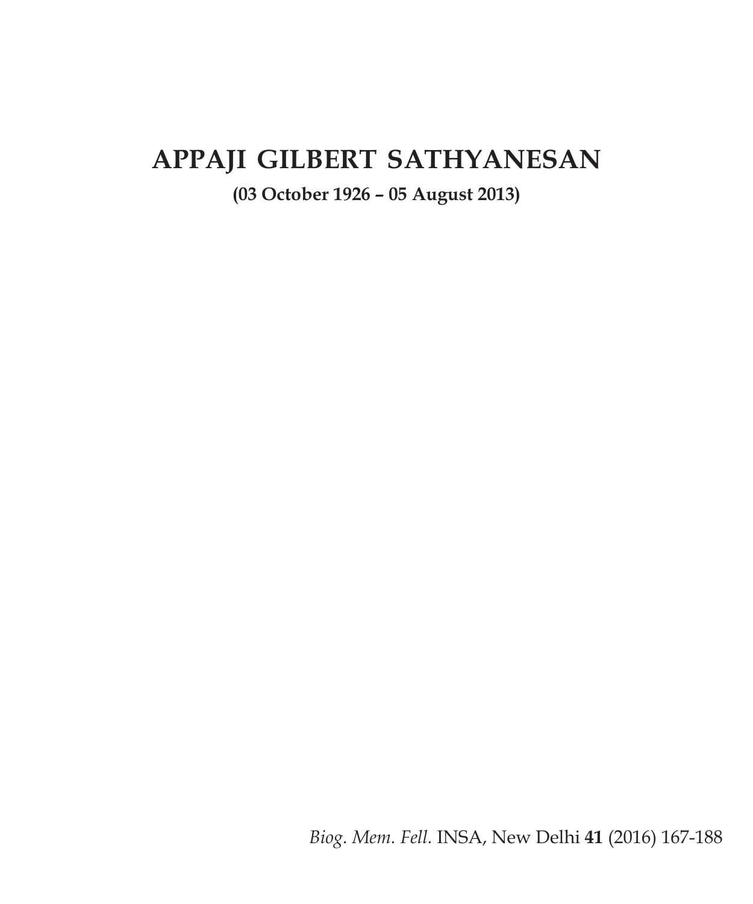# APPAJI GILBERT SATHYANESAN

**(03 October 1926 – 05 August 2013)**

*Biog. Mem. Fell.* INSA, New Delhi **41** (2016) 167-188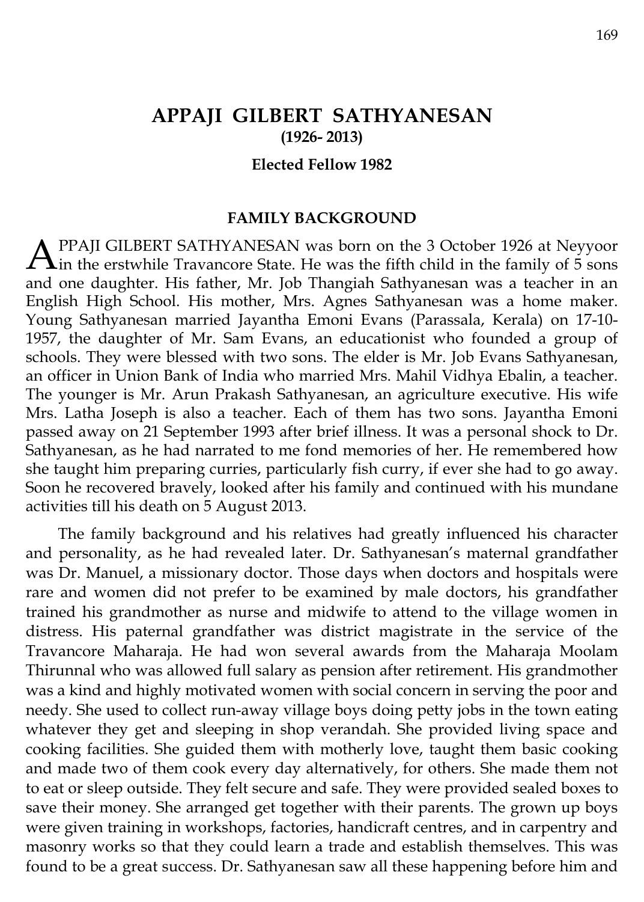# APPAJI GILBERT SATHYANESAN

**(1926- 2013)**

**Elected Fellow 1982**

## FAMILY BACKGROUND

APPAJI GILBERT SATHYANESAN was born on the 3 October 1926 at Neyyoor in the erstwhile Travancore State. He was the fifth child in the family of 5 sons and one daughter. His father, Mr. Job Thangiah Sathyanesan was a teacher in an English High School. His mother, Mrs. Agnes Sathyanesan was a home maker. Young Sathyanesan married Jayantha Emoni Evans (Parassala, Kerala) on 17-10-1957, the daughter of Mr. Sam Evans, an educationist who founded a group of schools. They were blessed with two sons. The elder is Mr. Job Evans Sathyanesan, an officer in Union Bank of India who married Mrs. Mahil Vidhya Ebalin, a teacher. The younger is Mr. Arun Prakash Sathyanesan, an agriculture executive. His wife Mrs. Latha Joseph is also a teacher. Each of them has two sons. Jayantha Emoni passed away on 21 September 1993 after brief illness. It was a personal shock to Dr. Sathyanesan, as he had narrated to me fond memories of her. He remembered how she taught him preparing curries, particularly fish curry, if ever she had to go away. Soon he recovered bravely, looked after his family and continued with his mundane activities till his death on 5 August 2013.

The family background and his relatives had greatly influenced his character and personality, as he had revealed later. Dr. Sathyanesan's maternal grandfather was Dr. Manuel, a missionary doctor. Those days when doctors and hospitals were rare and women did not prefer to be examined by male doctors, his grandfather trained his grandmother as nurse and midwife to attend to the village women in distress. His paternal grandfather was district magistrate in the service of the Travancore Maharaja. He had won several awards from the Maharaja Moolam Thirunnal who was allowed full salary as pension after retirement. His grandmother was a kind and highly motivated women with social concern in serving the poor and needy. She used to collect run-away village boys doing petty jobs in the town eating whatever they get and sleeping in shop verandah. She provided living space and cooking facilities. She guided them with motherly love, taught them basic cooking and made two of them cook every day alternatively, for others. She made them not to eat or sleep outside. They felt secure and safe. They were provided sealed boxes to save their money. She arranged get together with their parents. The grown up boys were given training in workshops, factories, handicraft centres, and in carpentry and masonry works so that they could learn a trade and establish themselves. This was found to be a great success. Dr. Sathyanesan saw all these happening before him and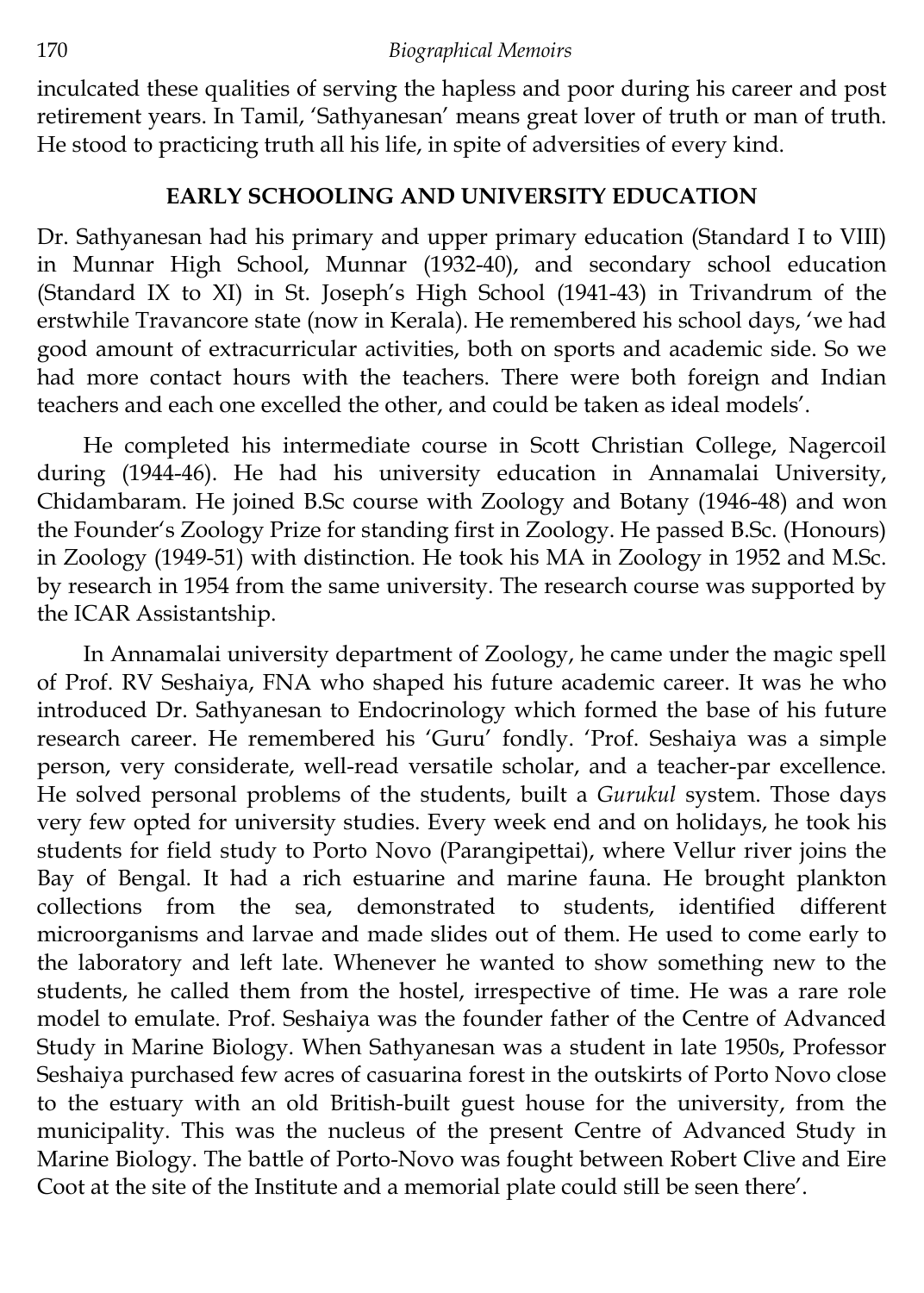inculcated these qualities of serving the hapless and poor during his career and post retirement years. In Tamil, 'Sathyanesan' means great lover of truth or man of truth. He stood to practicing truth all his life, in spite of adversities of every kind.

## EARLY SCHOOLING AND UNIVERSITY EDUCATION

Dr. Sathyanesan had his primary and upper primary education (Standard I to VIII) in Munnar High School, Munnar (1932-40), and secondary school education (Standard IX to XI) in St. Joseph's High School (1941-43) in Trivandrum of the erstwhile Travancore state (now in Kerala). He remembered his school days, 'we had good amount of extracurricular activities, both on sports and academic side. So we had more contact hours with the teachers. There were both foreign and Indian teachers and each one excelled the other, and could be taken as ideal models'.

He completed his intermediate course in Scott Christian College, Nagercoil during (1944-46). He had his university education in Annamalai University, Chidambaram. He joined B.Sc course with Zoology and Botany (1946-48) and won the Founder's Zoology Prize for standing first in Zoology. He passed B.Sc. (Honours) in Zoology (1949-51) with distinction. He took his MA in Zoology in 1952 and M.Sc. by research in 1954 from the same university. The research course was supported by the ICAR Assistantship.

In Annamalai university department of Zoology, he came under the magic spell of Prof. RV Seshaiya, FNA who shaped his future academic career. It was he who introduced Dr. Sathyanesan to Endocrinology which formed the base of his future research career. He remembered his 'Guru' fondly. 'Prof. Seshaiya was a simple person, very considerate, well-read versatile scholar, and a teacher-par excellence. He solved personal problems of the students, built a *Gurukul* system. Those days very few opted for university studies. Every week end and on holidays, he took his students for field study to Porto Novo (Parangipettai), where Vellur river joins the Bay of Bengal. It had a rich estuarine and marine fauna. He brought plankton collections from the sea, demonstrated to students, identified different microorganisms and larvae and made slides out of them. He used to come early to the laboratory and left late. Whenever he wanted to show something new to the students, he called them from the hostel, irrespective of time. He was a rare role model to emulate. Prof. Seshaiya was the founder father of the Centre of Advanced Study in Marine Biology. When Sathyanesan was a student in late 1950s, Professor Seshaiya purchased few acres of casuarina forest in the outskirts of Porto Novo close to the estuary with an old British-built guest house for the university, from the municipality. This was the nucleus of the present Centre of Advanced Study in Marine Biology. The battle of Porto-Novo was fought between Robert Clive and Eire Coot at the site of the Institute and a memorial plate could still be seen there'.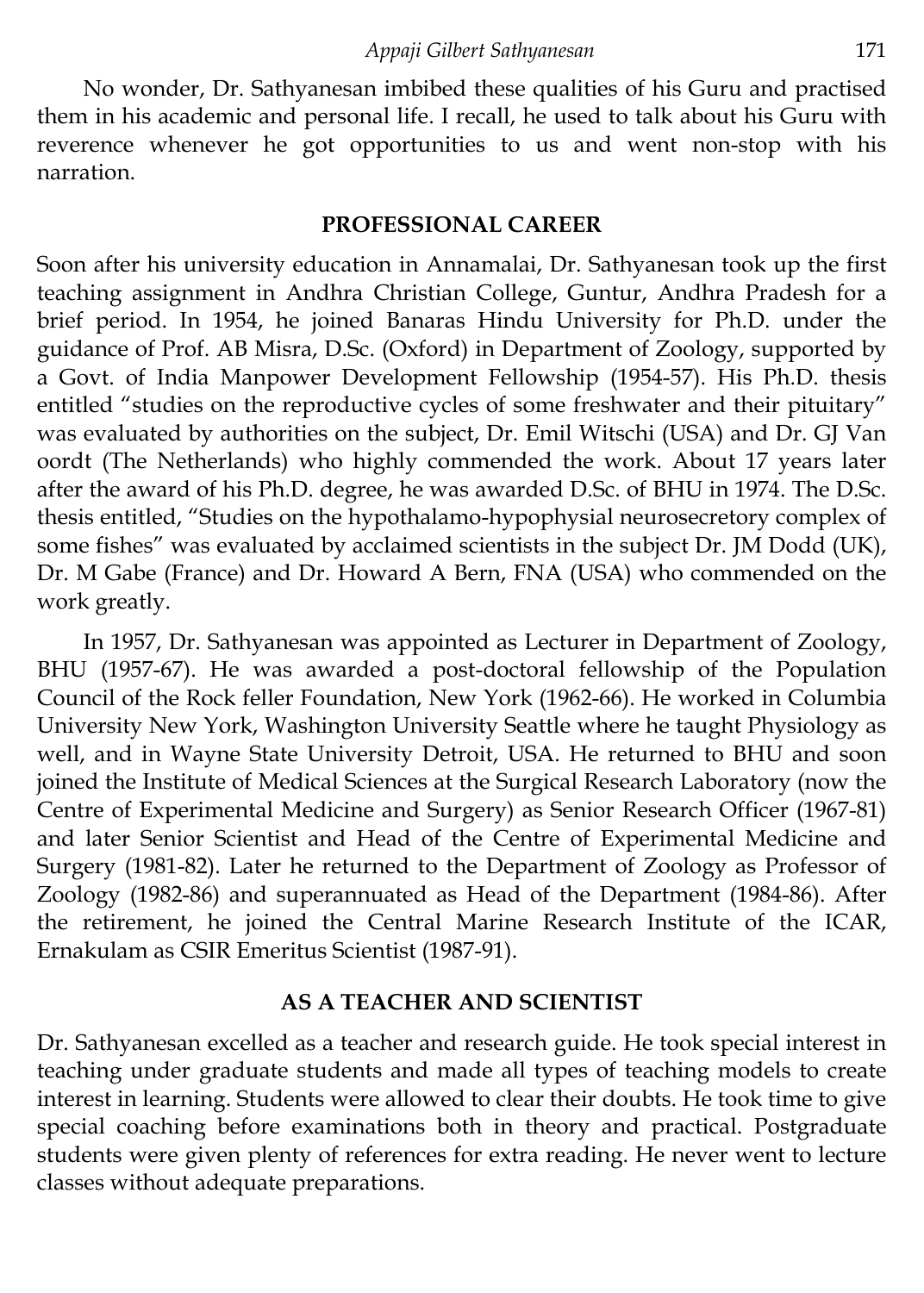No wonder, Dr. Sathyanesan imbibed these qualities of his Guru and practised them in his academic and personal life. I recall, he used to talk about his Guru with reverence whenever he got opportunities to us and went non-stop with his narration.

## PROFESSIONAL CAREER

Soon after his university education in Annamalai, Dr. Sathyanesan took up the first teaching assignment in Andhra Christian College, Guntur, Andhra Pradesh for a brief period. In 1954, he joined Banaras Hindu University for Ph.D. under the guidance of Prof. AB Misra, D.Sc. (Oxford) in Department of Zoology, supported by a Govt. of India Manpower Development Fellowship (1954-57). His Ph.D. thesis entitled "studies on the reproductive cycles of some freshwater and their pituitary" was evaluated by authorities on the subject, Dr. Emil Witschi (USA) and Dr. GJ Van oordt (The Netherlands) who highly commended the work. About 17 years later after the award of his Ph.D. degree, he was awarded D.Sc. of BHU in 1974. The D.Sc. thesis entitled, "Studies on the hypothalamo-hypophysial neurosecretory complex of some fishes" was evaluated by acclaimed scientists in the subject Dr. JM Dodd (UK), Dr. M Gabe (France) and Dr. Howard A Bern, FNA (USA) who commended on the work greatly.

In 1957, Dr. Sathyanesan was appointed as Lecturer in Department of Zoology, BHU (1957-67). He was awarded a post-doctoral fellowship of the Population Council of the Rock feller Foundation, New York (1962-66). He worked in Columbia University New York, Washington University Seattle where he taught Physiology as well, and in Wayne State University Detroit, USA. He returned to BHU and soon joined the Institute of Medical Sciences at the Surgical Research Laboratory (now the Centre of Experimental Medicine and Surgery) as Senior Research Officer (1967-81) and later Senior Scientist and Head of the Centre of Experimental Medicine and Surgery (1981-82). Later he returned to the Department of Zoology as Professor of Zoology (1982-86) and superannuated as Head of the Department (1984-86). After the retirement, he joined the Central Marine Research Institute of the ICAR, Ernakulam as CSIR Emeritus Scientist (1987-91).

## AS A TEACHER AND SCIENTIST

Dr. Sathyanesan excelled as a teacher and research guide. He took special interest in teaching under graduate students and made all types of teaching models to create interest in learning. Students were allowed to clear their doubts. He took time to give special coaching before examinations both in theory and practical. Postgraduate students were given plenty of references for extra reading. He never went to lecture classes without adequate preparations.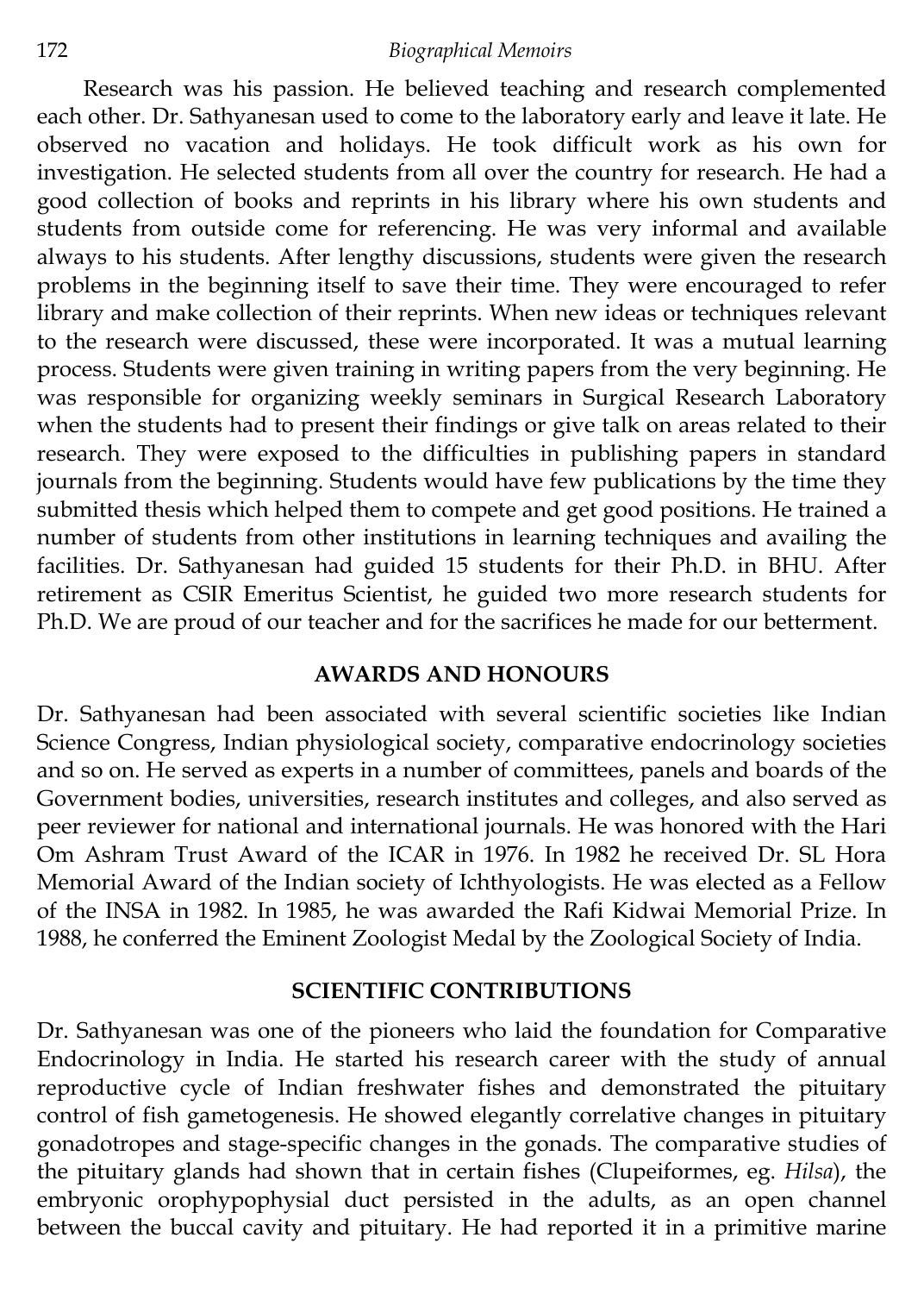Research was his passion. He believed teaching and research complemented each other. Dr. Sathyanesan used to come to the laboratory early and leave it late. He observed no vacation and holidays. He took difficult work as his own for investigation. He selected students from all over the country for research. He had a good collection of books and reprints in his library where his own students and students from outside come for referencing. He was very informal and available always to his students. After lengthy discussions, students were given the research problems in the beginning itself to save their time. They were encouraged to refer library and make collection of their reprints. When new ideas or techniques relevant to the research were discussed, these were incorporated. It was a mutual learning process. Students were given training in writing papers from the very beginning. He was responsible for organizing weekly seminars in Surgical Research Laboratory when the students had to present their findings or give talk on areas related to their research. They were exposed to the difficulties in publishing papers in standard journals from the beginning. Students would have few publications by the time they submitted thesis which helped them to compete and get good positions. He trained a number of students from other institutions in learning techniques and availing the facilities. Dr. Sathyanesan had guided 15 students for their Ph.D. in BHU. After retirement as CSIR Emeritus Scientist, he guided two more research students for Ph.D. We are proud of our teacher and for the sacrifices he made for our betterment.

## AWARDS AND HONOURS

Dr. Sathyanesan had been associated with several scientific societies like Indian Science Congress, Indian physiological society, comparative endocrinology societies and so on. He served as experts in a number of committees, panels and boards of the Government bodies, universities, research institutes and colleges, and also served as peer reviewer for national and international journals. He was honored with the Hari Om Ashram Trust Award of the ICAR in 1976. In 1982 he received Dr. SL Hora Memorial Award of the Indian society of Ichthyologists. He was elected as a Fellow of the INSA in 1982. In 1985, he was awarded the Rafi Kidwai Memorial Prize. In 1988, he conferred the Eminent Zoologist Medal by the Zoological Society of India.

## SCIENTIFIC CONTRIBUTIONS

Dr. Sathyanesan was one of the pioneers who laid the foundation for Comparative Endocrinology in India. He started his research career with the study of annual reproductive cycle of Indian freshwater fishes and demonstrated the pituitary control of fish gametogenesis. He showed elegantly correlative changes in pituitary gonadotropes and stage-specific changes in the gonads. The comparative studies of the pituitary glands had shown that in certain fishes (Clupeiformes, eg. *Hilsa*), the embryonic orophypophysial duct persisted in the adults, as an open channel between the buccal cavity and pituitary. He had reported it in a primitive marine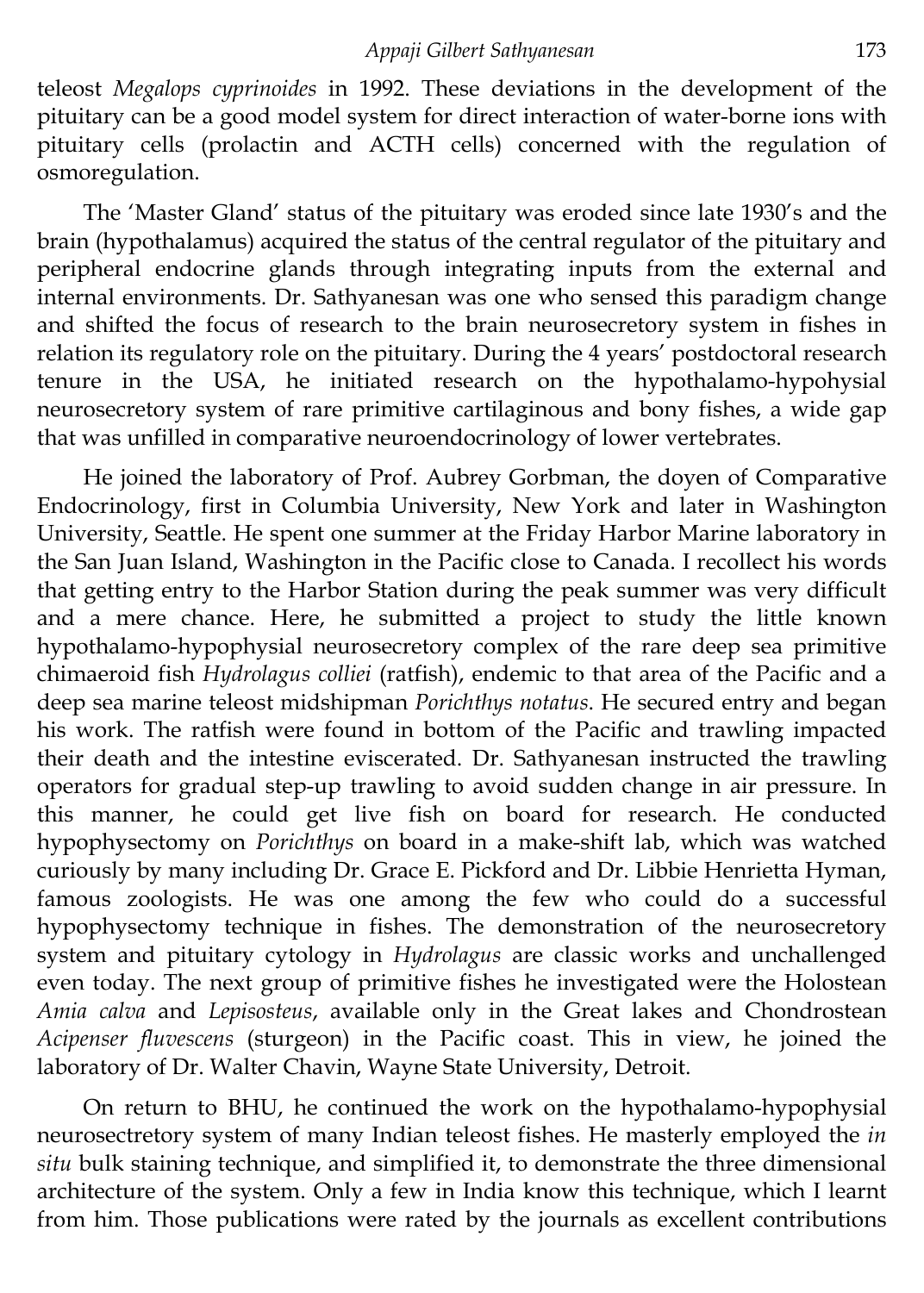teleost *Megalops cyprinoides* in 1992. These deviations in the development of the pituitary can be a good model system for direct interaction of water-borne ions with pituitary cells (prolactin and ACTH cells) concerned with the regulation of osmoregulation.

The 'Master Gland' status of the pituitary was eroded since late 1930's and the brain (hypothalamus) acquired the status of the central regulator of the pituitary and peripheral endocrine glands through integrating inputs from the external and internal environments. Dr. Sathyanesan was one who sensed this paradigm change and shifted the focus of research to the brain neurosecretory system in fishes in relation its regulatory role on the pituitary. During the 4 years' postdoctoral research tenure in the USA, he initiated research on the hypothalamo-hypohysial neurosecretory system of rare primitive cartilaginous and bony fishes, a wide gap that was unfilled in comparative neuroendocrinology of lower vertebrates.

He joined the laboratory of Prof. Aubrey Gorbman, the doyen of Comparative Endocrinology, first in Columbia University, New York and later in Washington University, Seattle. He spent one summer at the Friday Harbor Marine laboratory in the San Juan Island, Washington in the Pacific close to Canada. I recollect his words that getting entry to the Harbor Station during the peak summer was very difficult and a mere chance. Here, he submitted a project to study the little known hypothalamo-hypophysial neurosecretory complex of the rare deep sea primitive chimaeroid fish *Hydrolagus colliei* (ratfish), endemic to that area of the Pacific and a deep sea marine teleost midshipman *Porichthys notatus*. He secured entry and began his work. The ratfish were found in bottom of the Pacific and trawling impacted their death and the intestine eviscerated. Dr. Sathyanesan instructed the trawling operators for gradual step-up trawling to avoid sudden change in air pressure. In this manner, he could get live fish on board for research. He conducted hypophysectomy on *Porichthys* on board in a make-shift lab, which was watched curiously by many including Dr. Grace E. Pickford and Dr. Libbie Henrietta Hyman, famous zoologists. He was one among the few who could do a successful hypophysectomy technique in fishes. The demonstration of the neurosecretory system and pituitary cytology in *Hydrolagus* are classic works and unchallenged even today. The next group of primitive fishes he investigated were the Holostean *Amia calva* and *Lepisosteus*, available only in the Great lakes and Chondrostean *Acipenser fluvescens* (sturgeon) in the Pacific coast. This in view, he joined the laboratory of Dr. Walter Chavin, Wayne State University, Detroit.

On return to BHU, he continued the work on the hypothalamo-hypophysial neurosectretory system of many Indian teleost fishes. He masterly employed the *in situ* bulk staining technique, and simplified it, to demonstrate the three dimensional architecture of the system. Only a few in India know this technique, which I learnt from him. Those publications were rated by the journals as excellent contributions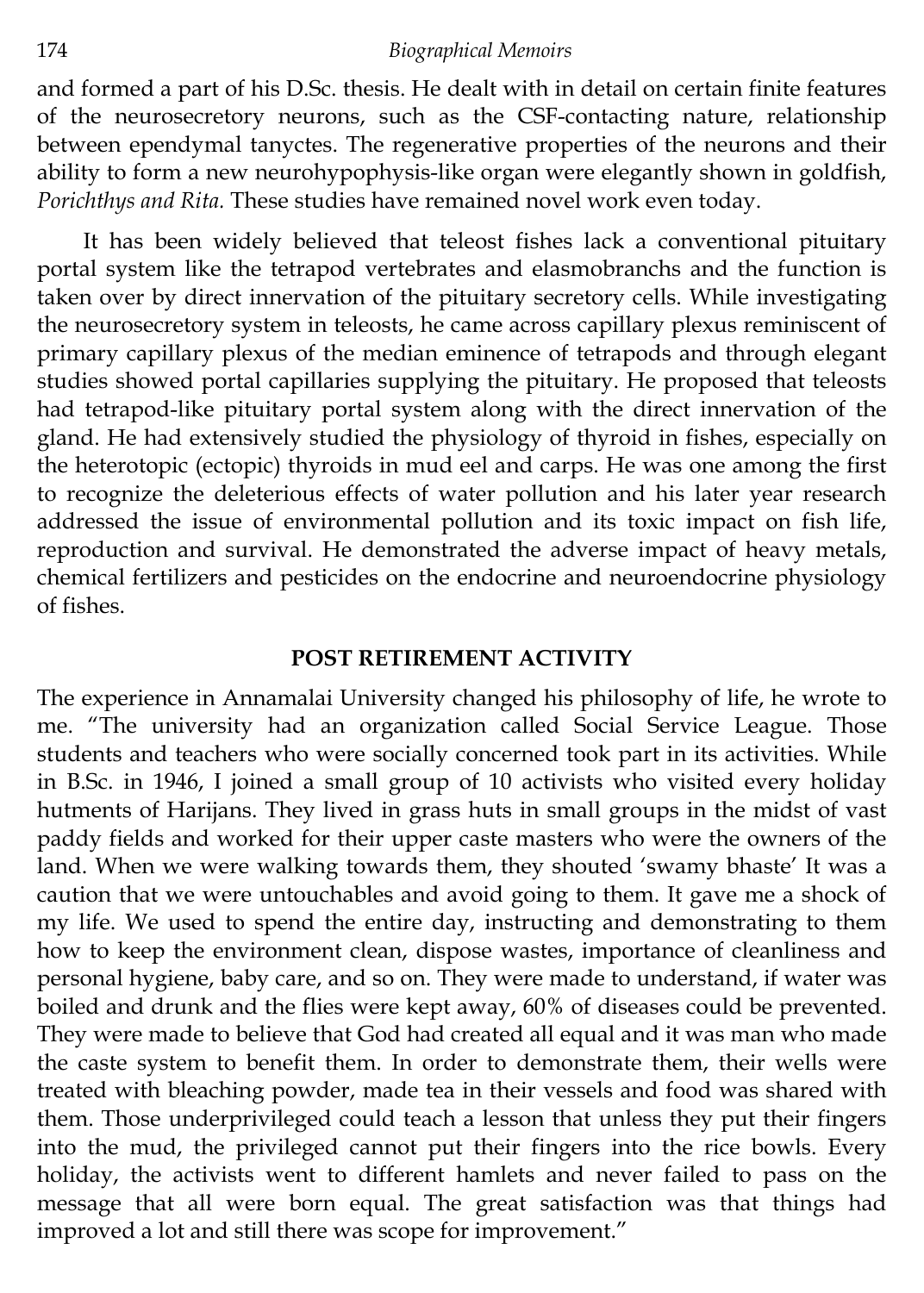and formed a part of his D.Sc. thesis. He dealt with in detail on certain finite features of the neurosecretory neurons, such as the CSF-contacting nature, relationship between ependymal tanyctes. The regenerative properties of the neurons and their ability to form a new neurohypophysis-like organ were elegantly shown in goldfish, *Porichthys and Rita.* These studies have remained novel work even today.

It has been widely believed that teleost fishes lack a conventional pituitary portal system like the tetrapod vertebrates and elasmobranchs and the function is taken over by direct innervation of the pituitary secretory cells. While investigating the neurosecretory system in teleosts, he came across capillary plexus reminiscent of primary capillary plexus of the median eminence of tetrapods and through elegant studies showed portal capillaries supplying the pituitary. He proposed that teleosts had tetrapod-like pituitary portal system along with the direct innervation of the gland. He had extensively studied the physiology of thyroid in fishes, especially on the heterotopic (ectopic) thyroids in mud eel and carps. He was one among the first to recognize the deleterious effects of water pollution and his later year research addressed the issue of environmental pollution and its toxic impact on fish life, reproduction and survival. He demonstrated the adverse impact of heavy metals, chemical fertilizers and pesticides on the endocrine and neuroendocrine physiology of fishes.

## POST RETIREMENT ACTIVITY

The experience in Annamalai University changed his philosophy of life, he wrote to me. "The university had an organization called Social Service League. Those students and teachers who were socially concerned took part in its activities. While in B.Sc. in 1946, I joined a small group of 10 activists who visited every holiday hutments of Harijans. They lived in grass huts in small groups in the midst of vast paddy fields and worked for their upper caste masters who were the owners of the land. When we were walking towards them, they shouted 'swamy bhaste' It was a caution that we were untouchables and avoid going to them. It gave me a shock of my life. We used to spend the entire day, instructing and demonstrating to them how to keep the environment clean, dispose wastes, importance of cleanliness and personal hygiene, baby care, and so on. They were made to understand, if water was boiled and drunk and the flies were kept away, 60% of diseases could be prevented. They were made to believe that God had created all equal and it was man who made the caste system to benefit them. In order to demonstrate them, their wells were treated with bleaching powder, made tea in their vessels and food was shared with them. Those underprivileged could teach a lesson that unless they put their fingers into the mud, the privileged cannot put their fingers into the rice bowls. Every holiday, the activists went to different hamlets and never failed to pass on the message that all were born equal. The great satisfaction was that things had improved a lot and still there was scope for improvement."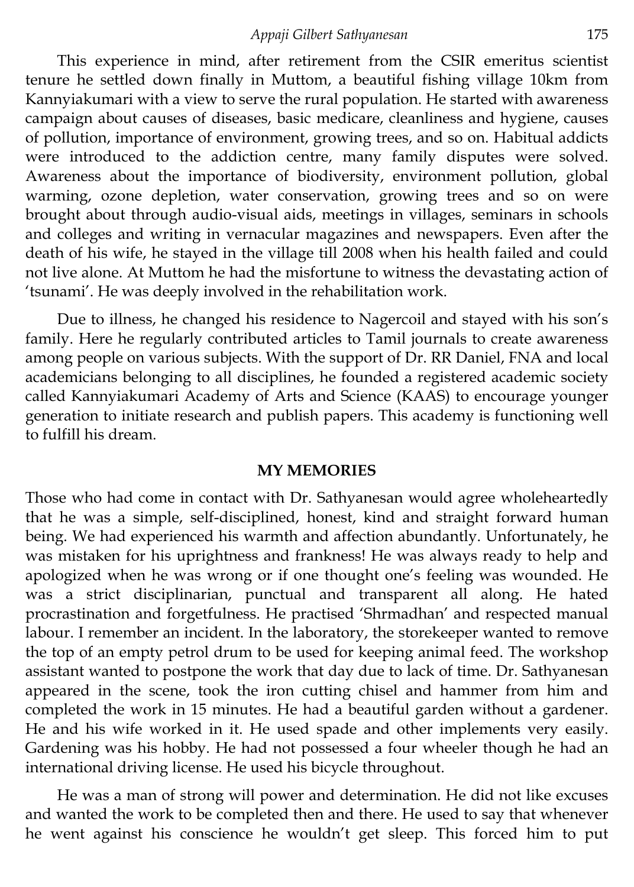This experience in mind, after retirement from the CSIR emeritus scientist tenure he settled down finally in Muttom, a beautiful fishing village 10km from Kannyiakumari with a view to serve the rural population. He started with awareness campaign about causes of diseases, basic medicare, cleanliness and hygiene, causes of pollution, importance of environment, growing trees, and so on. Habitual addicts were introduced to the addiction centre, many family disputes were solved. Awareness about the importance of biodiversity, environment pollution, global warming, ozone depletion, water conservation, growing trees and so on were brought about through audio-visual aids, meetings in villages, seminars in schools and colleges and writing in vernacular magazines and newspapers. Even after the death of his wife, he stayed in the village till 2008 when his health failed and could not live alone. At Muttom he had the misfortune to witness the devastating action of 'tsunami'. He was deeply involved in the rehabilitation work.

Due to illness, he changed his residence to Nagercoil and stayed with his son's family. Here he regularly contributed articles to Tamil journals to create awareness among people on various subjects. With the support of Dr. RR Daniel, FNA and local academicians belonging to all disciplines, he founded a registered academic society called Kannyiakumari Academy of Arts and Science (KAAS) to encourage younger generation to initiate research and publish papers. This academy is functioning well to fulfill his dream.

## MY MEMORIES

Those who had come in contact with Dr. Sathyanesan would agree wholeheartedly that he was a simple, self-disciplined, honest, kind and straight forward human being. We had experienced his warmth and affection abundantly. Unfortunately, he was mistaken for his uprightness and frankness! He was always ready to help and apologized when he was wrong or if one thought one's feeling was wounded. He was a strict disciplinarian, punctual and transparent all along. He hated procrastination and forgetfulness. He practised 'Shrmadhan' and respected manual labour. I remember an incident. In the laboratory, the storekeeper wanted to remove the top of an empty petrol drum to be used for keeping animal feed. The workshop assistant wanted to postpone the work that day due to lack of time. Dr. Sathyanesan appeared in the scene, took the iron cutting chisel and hammer from him and completed the work in 15 minutes. He had a beautiful garden without a gardener. He and his wife worked in it. He used spade and other implements very easily. Gardening was his hobby. He had not possessed a four wheeler though he had an international driving license. He used his bicycle throughout.

He was a man of strong will power and determination. He did not like excuses and wanted the work to be completed then and there. He used to say that whenever he went against his conscience he wouldn't get sleep. This forced him to put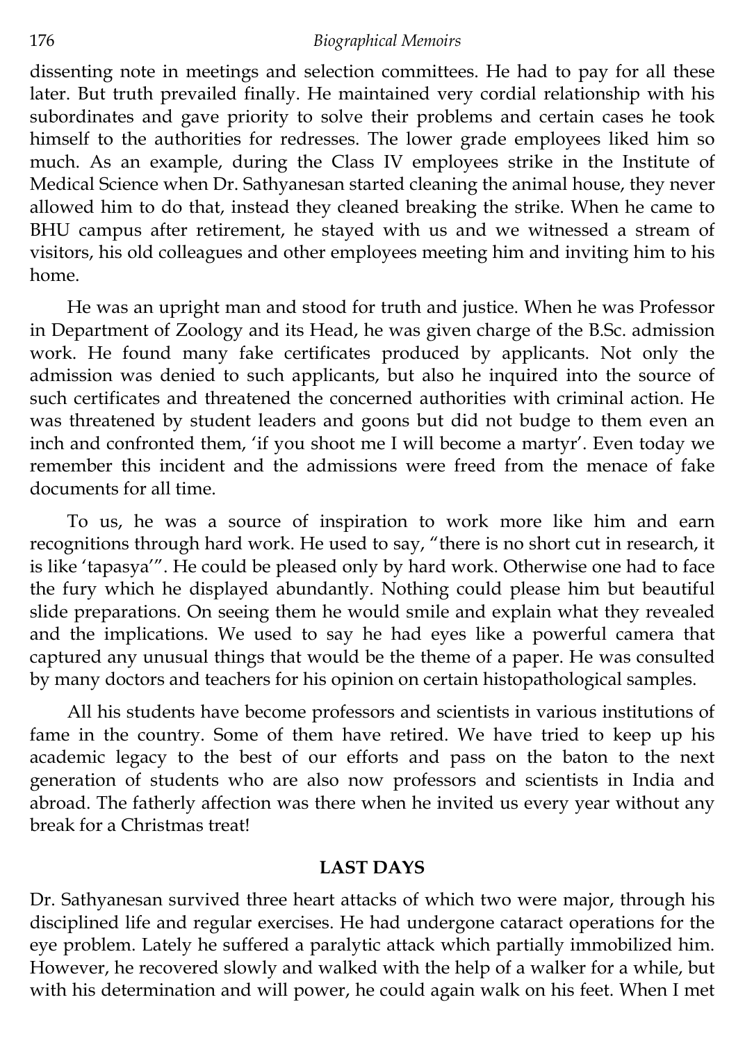dissenting note in meetings and selection committees. He had to pay for all these later. But truth prevailed finally. He maintained very cordial relationship with his subordinates and gave priority to solve their problems and certain cases he took himself to the authorities for redresses. The lower grade employees liked him so much. As an example, during the Class IV employees strike in the Institute of Medical Science when Dr. Sathyanesan started cleaning the animal house, they never allowed him to do that, instead they cleaned breaking the strike. When he came to BHU campus after retirement, he stayed with us and we witnessed a stream of visitors, his old colleagues and other employees meeting him and inviting him to his home.

He was an upright man and stood for truth and justice. When he was Professor in Department of Zoology and its Head, he was given charge of the B.Sc. admission work. He found many fake certificates produced by applicants. Not only the admission was denied to such applicants, but also he inquired into the source of such certificates and threatened the concerned authorities with criminal action. He was threatened by student leaders and goons but did not budge to them even an inch and confronted them, 'if you shoot me I will become a martyr'. Even today we remember this incident and the admissions were freed from the menace of fake documents for all time.

To us, he was a source of inspiration to work more like him and earn recognitions through hard work. He used to say, "there is no short cut in research, it is like 'tapasya'". He could be pleased only by hard work. Otherwise one had to face the fury which he displayed abundantly. Nothing could please him but beautiful slide preparations. On seeing them he would smile and explain what they revealed and the implications. We used to say he had eyes like a powerful camera that captured any unusual things that would be the theme of a paper. He was consulted by many doctors and teachers for his opinion on certain histopathological samples.

All his students have become professors and scientists in various institutions of fame in the country. Some of them have retired. We have tried to keep up his academic legacy to the best of our efforts and pass on the baton to the next generation of students who are also now professors and scientists in India and abroad. The fatherly affection was there when he invited us every year without any break for a Christmas treat!

## LAST DAYS

Dr. Sathyanesan survived three heart attacks of which two were major, through his disciplined life and regular exercises. He had undergone cataract operations for the eye problem. Lately he suffered a paralytic attack which partially immobilized him. However, he recovered slowly and walked with the help of a walker for a while, but with his determination and will power, he could again walk on his feet. When I met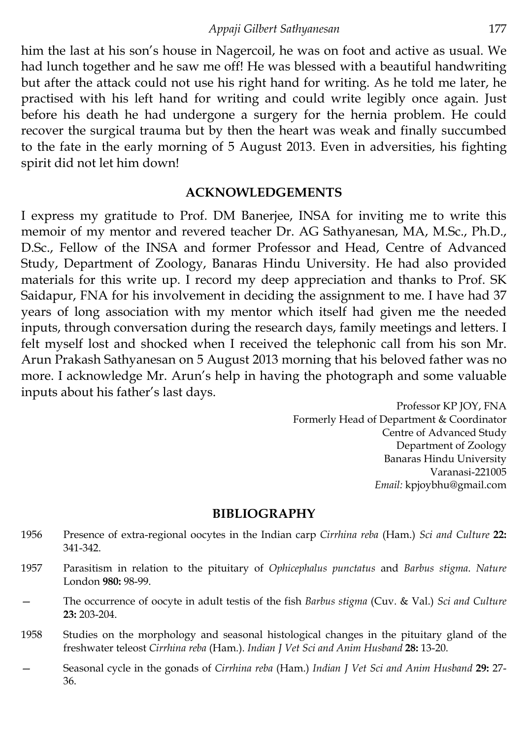him the last at his son's house in Nagercoil, he was on foot and active as usual. We had lunch together and he saw me off! He was blessed with a beautiful handwriting but after the attack could not use his right hand for writing. As he told me later, he practised with his left hand for writing and could write legibly once again. Just before his death he had undergone a surgery for the hernia problem. He could recover the surgical trauma but by then the heart was weak and finally succumbed to the fate in the early morning of 5 August 2013. Even in adversities, his fighting spirit did not let him down!

## ACKNOWLEDGEMENTS

I express my gratitude to Prof. DM Banerjee, INSA for inviting me to write this memoir of my mentor and revered teacher Dr. AG Sathyanesan, MA, M.Sc., Ph.D., D.Sc., Fellow of the INSA and former Professor and Head, Centre of Advanced Study, Department of Zoology, Banaras Hindu University. He had also provided materials for this write up. I record my deep appreciation and thanks to Prof. SK Saidapur, FNA for his involvement in deciding the assignment to me. I have had 37 years of long association with my mentor which itself had given me the needed inputs, through conversation during the research days, family meetings and letters. I felt myself lost and shocked when I received the telephonic call from his son Mr. Arun Prakash Sathyanesan on 5 August 2013 morning that his beloved father was no more. I acknowledge Mr. Arun's help in having the photograph and some valuable inputs about his father's last days.

Professor KP JOY, FNA
Formerly Head of Department & Coordinator
Centre of Advanced Study
Department of Zoology
Banaras Hindu University
Varanasi-221005
*Email:* kpjoybhu@gmail.com

## BIBLIOGRAPHY

1956 Presence of extra-regional oocytes in the Indian carp *Cirrhina reba* (Ham.) *Sci and Culture* **22:** 341-342.

1957 Parasitism in relation to the pituitary of *Ophicephalus punctatus* and *Barbus stigma*. *Nature* London **980:** 98-99.

— The occurrence of oocyte in adult testis of the fish *Barbus stigma* (Cuv. & Val.) *Sci and Culture* **23:** 203-204.

1958 Studies on the morphology and seasonal histological changes in the pituitary gland of the freshwater teleost *Cirrhina reba* (Ham.). *Indian J Vet Sci and Anim Husband* **28:** 13-20.

— Seasonal cycle in the gonads of *Cirrhina reba* (Ham.) *Indian J Vet Sci and Anim Husband* **29:** 27-36.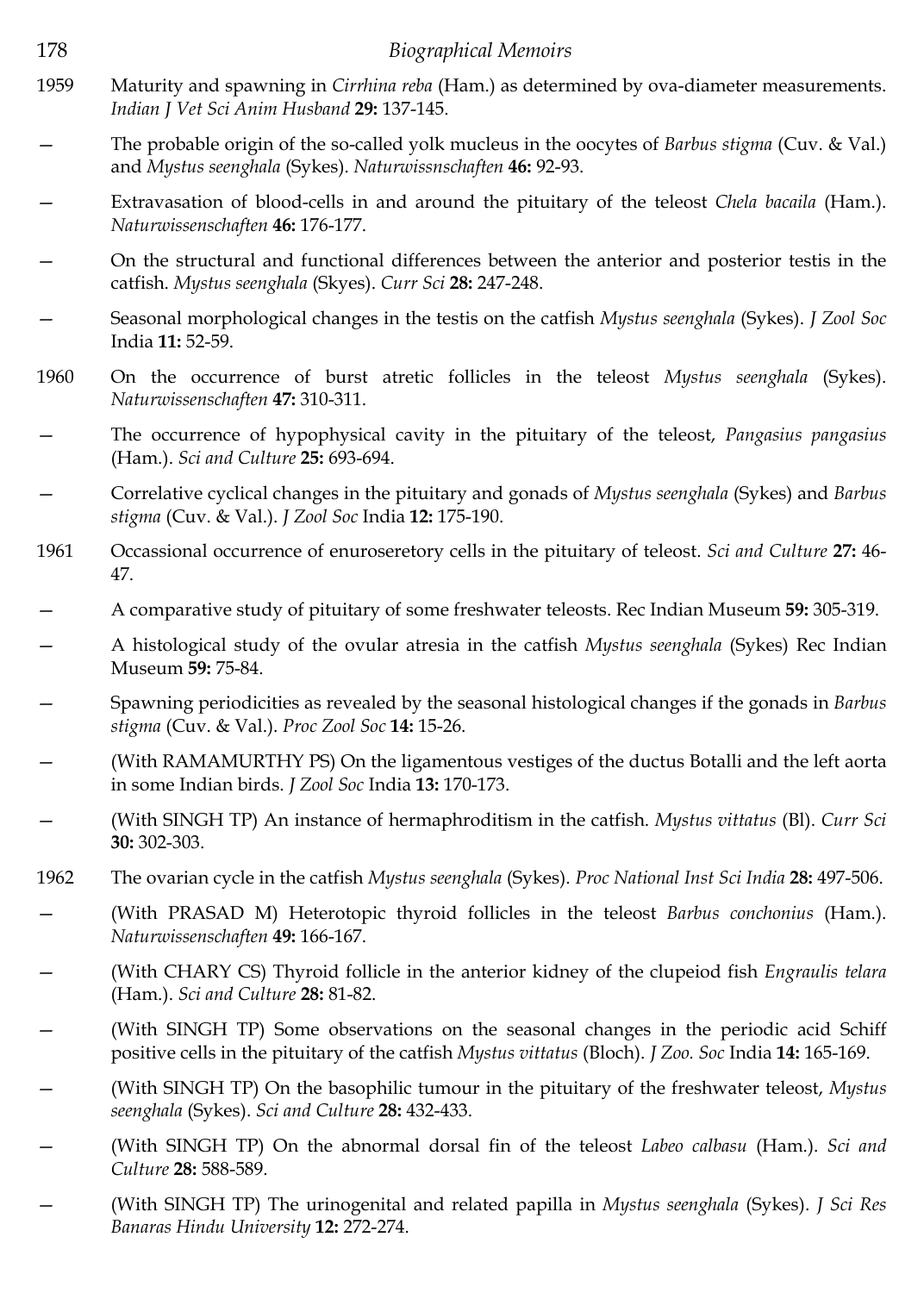1959 Maturity and spawning in *Cirrhina reba* (Ham.) as determined by ova-diameter measurements. *Indian J Vet Sci Anim Husband* **29:** 137-145.

— The probable origin of the so-called yolk mucleus in the oocytes of *Barbus stigma* (Cuv. & Val.) and *Mystus seenghala* (Sykes). *Naturwissnschaften* **46:** 92-93.

— Extravasation of blood-cells in and around the pituitary of the teleost *Chela bacaila* (Ham.). *Naturwissenschaften* **46:** 176-177.

— On the structural and functional differences between the anterior and posterior testis in the catfish. *Mystus seenghala* (Skyes). *Curr Sci* **28:** 247-248.

— Seasonal morphological changes in the testis on the catfish *Mystus seenghala* (Sykes). *J Zool Soc* India **11:** 52-59.

1960 On the occurrence of burst atretic follicles in the teleost *Mystus seenghala* (Sykes). *Naturwissenschaften* **47:** 310-311.

— The occurrence of hypophysical cavity in the pituitary of the teleost, *Pangasius pangasius* (Ham.). *Sci and Culture* **25:** 693-694.

— Correlative cyclical changes in the pituitary and gonads of *Mystus seenghala* (Sykes) and *Barbus stigma* (Cuv. & Val.). *J Zool Soc* India **12:** 175-190.

1961 Occassional occurrence of enuroseretory cells in the pituitary of teleost. *Sci and Culture* **27:** 46-47.

— A comparative study of pituitary of some freshwater teleosts. Rec Indian Museum **59:** 305-319.

— A histological study of the ovular atresia in the catfish *Mystus seenghala* (Sykes) Rec Indian Museum **59:** 75-84.

— Spawning periodicities as revealed by the seasonal histological changes if the gonads in *Barbus stigma* (Cuv. & Val.). *Proc Zool Soc* **14:** 15-26.

— (With RAMAMURTHY PS) On the ligamentous vestiges of the ductus Botalli and the left aorta in some Indian birds. *J Zool Soc* India **13:** 170-173.

— (With SINGH TP) An instance of hermaphroditism in the catfish. *Mystus vittatus* (Bl). *Curr Sci* **30:** 302-303.

1962 The ovarian cycle in the catfish *Mystus seenghala* (Sykes). *Proc National Inst Sci India* **28:** 497-506.

— (With PRASAD M) Heterotopic thyroid follicles in the teleost *Barbus conchonius* (Ham.). *Naturwissenschaften* **49:** 166-167.

— (With CHARY CS) Thyroid follicle in the anterior kidney of the clupeiod fish *Engraulis telara* (Ham.). *Sci and Culture* **28:** 81-82.

— (With SINGH TP) Some observations on the seasonal changes in the periodic acid Schiff positive cells in the pituitary of the catfish *Mystus vittatus* (Bloch). *J Zoo. Soc* India **14:** 165-169.

— (With SINGH TP) On the basophilic tumour in the pituitary of the freshwater teleost, *Mystus seenghala* (Sykes). *Sci and Culture* **28:** 432-433.

— (With SINGH TP) On the abnormal dorsal fin of the teleost *Labeo calbasu* (Ham.). *Sci and Culture* **28:** 588-589.

— (With SINGH TP) The urinogenital and related papilla in *Mystus seenghala* (Sykes). *J Sci Res Banaras Hindu University* **12:** 272-274.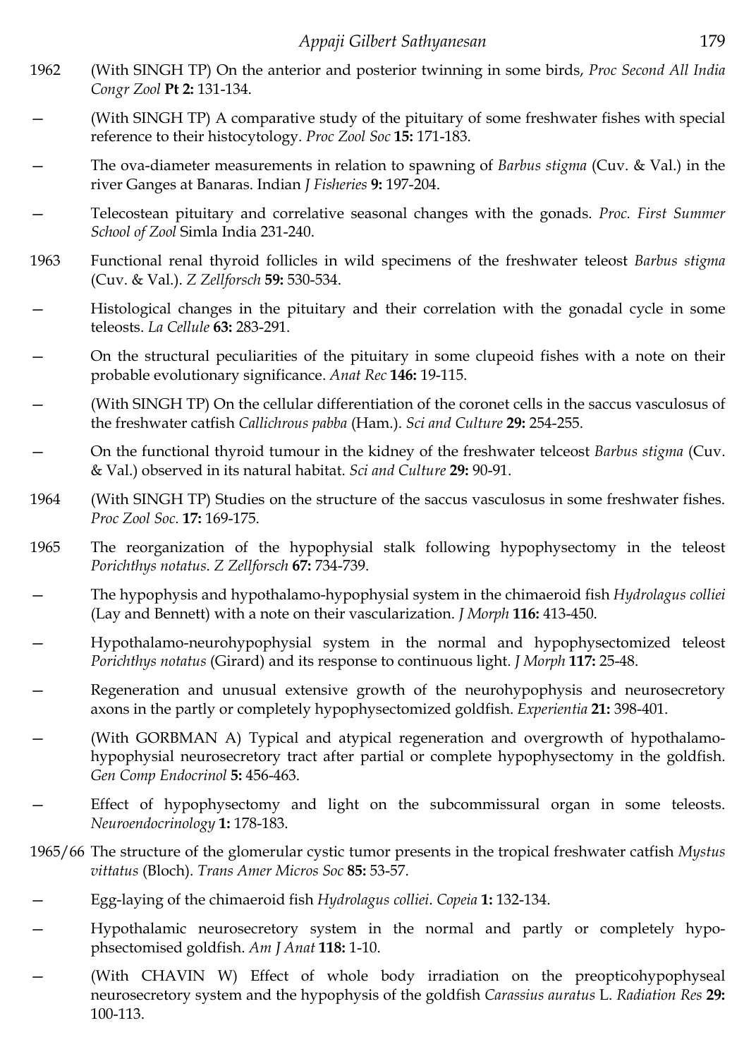1962 (With SINGH TP) On the anterior and posterior twinning in some birds, *Proc Second All India Congr Zool* **Pt 2:** 131-134.

— (With SINGH TP) A comparative study of the pituitary of some freshwater fishes with special reference to their histocytology. *Proc Zool Soc* **15:** 171-183.

— The ova-diameter measurements in relation to spawning of *Barbus stigma* (Cuv. & Val.) in the river Ganges at Banaras. Indian *J Fisheries* **9:** 197-204.

— Telecostean pituitary and correlative seasonal changes with the gonads. *Proc. First Summer School of Zool* Simla India 231-240.

1963 Functional renal thyroid follicles in wild specimens of the freshwater teleost *Barbus stigma* (Cuv. & Val.). *Z Zellforsch* **59:** 530-534.

— Histological changes in the pituitary and their correlation with the gonadal cycle in some teleosts. *La Cellule* **63:** 283-291.

— On the structural peculiarities of the pituitary in some clupeoid fishes with a note on their probable evolutionary significance. *Anat Rec* **146:** 19-115.

— (With SINGH TP) On the cellular differentiation of the coronet cells in the saccus vasculosus of the freshwater catfish *Callichrous pabba* (Ham.). *Sci and Culture* **29:** 254-255.

— On the functional thyroid tumour in the kidney of the freshwater telceost *Barbus stigma* (Cuv. & Val.) observed in its natural habitat. *Sci and Culture* **29:** 90-91.

1964 (With SINGH TP) Studies on the structure of the saccus vasculosus in some freshwater fishes. *Proc Zool Soc*. **17:** 169-175.

1965 The reorganization of the hypophysial stalk following hypophysectomy in the teleost *Porichthys notatus*. *Z Zellforsch* **67:** 734-739.

— The hypophysis and hypothalamo-hypophysial system in the chimaeroid fish *Hydrolagus colliei* (Lay and Bennett) with a note on their vascularization. *J Morph* **116:** 413-450.

— Hypothalamo-neurohypophysial system in the normal and hypophysectomized teleost *Porichthys notatus* (Girard) and its response to continuous light. *J Morph* **117:** 25-48.

— Regeneration and unusual extensive growth of the neurohypophysis and neurosecretory axons in the partly or completely hypophysectomized goldfish. *Experientia* **21:** 398-401.

— (With GORBMAN A) Typical and atypical regeneration and overgrowth of hypothalamo-hypophysial neurosecretory tract after partial or complete hypophysectomy in the goldfish. *Gen Comp Endocrinol* **5:** 456-463.

— Effect of hypophysectomy and light on the subcommissural organ in some teleosts. *Neuroendocrinology* **1:** 178-183.

1965/66 The structure of the glomerular cystic tumor presents in the tropical freshwater catfish *Mystus vittatus* (Bloch). *Trans Amer Micros Soc* **85:** 53-57.

— Egg-laying of the chimaeroid fish *Hydrolagus colliei*. *Copeia* **1:** 132-134.

— Hypothalamic neurosecretory system in the normal and partly or completely hypophsectomised goldfish. *Am J Anat* **118:** 1-10.

— (With CHAVIN W) Effect of whole body irradiation on the preopticohypophyseal neurosecretory system and the hypophysis of the goldfish *Carassius auratus* L. *Radiation Res* **29:** 100-113.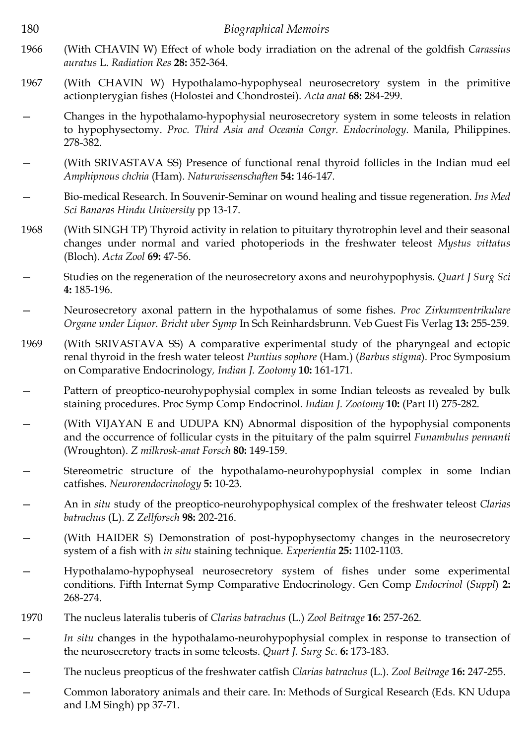1966 (With CHAVIN W) Effect of whole body irradiation on the adrenal of the goldfish *Carassius auratus* L. *Radiation Res* **28:** 352-364.

1967 (With CHAVIN W) Hypothalamo-hypophyseal neurosecretory system in the primitive actionpterygian fishes (Holostei and Chondrostei). *Acta anat* **68:** 284-299.

— Changes in the hypothalamo-hypophysial neurosecretory system in some teleosts in relation to hypophysectomy. *Proc. Third Asia and Oceania Congr. Endocrinology*. Manila, Philippines. 278-382.

— (With SRIVASTAVA SS) Presence of functional renal thyroid follicles in the Indian mud eel *Amphipnous chchia* (Ham). *Naturwissenschaften* **54:** 146-147.

— Bio-medical Research. In Souvenir-Seminar on wound healing and tissue regeneration. *Ins Med Sci Banaras Hindu University* pp 13-17.

1968 (With SINGH TP) Thyroid activity in relation to pituitary thyrotrophin level and their seasonal changes under normal and varied photoperiods in the freshwater teleost *Mystus vittatus* (Bloch). *Acta Zool* **69:** 47-56.

— Studies on the regeneration of the neurosecretory axons and neurohypophysis. *Quart J Surg Sci* **4:** 185-196.

— Neurosecretory axonal pattern in the hypothalamus of some fishes. *Proc Zirkumventrikulare Organe under Liquor. Bricht uber Symp* In Sch Reinhardsbrunn. Veb Guest Fis Verlag **13:** 255-259.

1969 (With SRIVASTAVA SS) A comparative experimental study of the pharyngeal and ectopic renal thyroid in the fresh water teleost *Puntius sophore* (Ham.) (*Barbus stigma*). Proc Symposium on Comparative Endocrinology, *Indian J. Zootomy* **10:** 161-171.

— Pattern of preoptico-neurohypophysial complex in some Indian teleosts as revealed by bulk staining procedures. Proc Symp Comp Endocrinol. *Indian J. Zootomy* **10:** (Part II) 275-282.

— (With VIJAYAN E and UDUPA KN) Abnormal disposition of the hypophysial components and the occurrence of follicular cysts in the pituitary of the palm squirrel *Funambulus pennanti* (Wroughton). *Z milkrosk-anat Forsch* **80:** 149-159.

— Stereometric structure of the hypothalamo-neurohypophysial complex in some Indian catfishes. *Neurorendocrinology* **5:** 10-23.

— An in *situ* study of the preoptico-neurohypophysical complex of the freshwater teleost *Clarias batrachus* (L). *Z Zellforsch* **98:** 202-216.

— (With HAIDER S) Demonstration of post-hypophysectomy changes in the neurosecretory system of a fish with *in situ* staining technique. *Experientia* **25:** 1102-1103.

— Hypothalamo-hypophyseal neurosecretory system of fishes under some experimental conditions. Fifth Internat Symp Comparative Endocrinology. Gen Comp *Endocrinol* (*Suppl*) **2:** 268-274.

1970 The nucleus lateralis tuberis of *Clarias batrachus* (L.) *Zool Beitrage* **16:** 257-262.

— *In situ* changes in the hypothalamo-neurohypophysial complex in response to transection of the neurosecretory tracts in some teleosts. *Quart J. Surg Sc*. **6:** 173-183.

— The nucleus preopticus of the freshwater catfish *Clarias batrachus* (L.). *Zool Beitrage* **16:** 247-255.

— Common laboratory animals and their care. In: Methods of Surgical Research (Eds. KN Udupa and LM Singh) pp 37-71.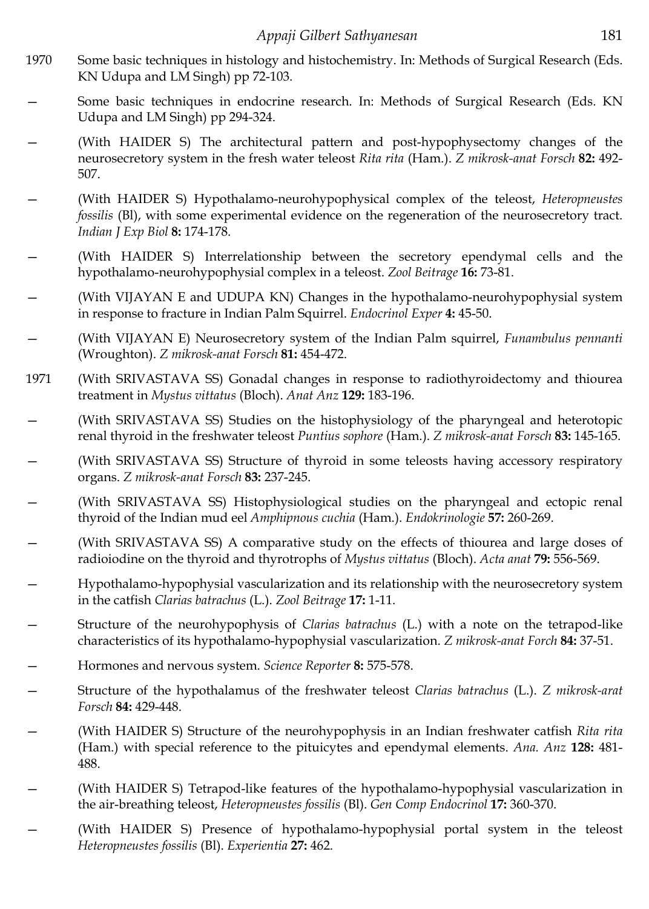1970 Some basic techniques in histology and histochemistry. In: Methods of Surgical Research (Eds. KN Udupa and LM Singh) pp 72-103.

— Some basic techniques in endocrine research. In: Methods of Surgical Research (Eds. KN Udupa and LM Singh) pp 294-324.

— (With HAIDER S) The architectural pattern and post-hypophysectomy changes of the neurosecretory system in the fresh water teleost *Rita rita* (Ham.). *Z mikrosk-anat Forsch* **82:** 492-507.

— (With HAIDER S) Hypothalamo-neurohypophysical complex of the teleost, *Heteropneustes fossilis* (Bl), with some experimental evidence on the regeneration of the neurosecretory tract. *Indian J Exp Biol* **8:** 174-178.

— (With HAIDER S) Interrelationship between the secretory ependymal cells and the hypothalamo-neurohypophysial complex in a teleost. *Zool Beitrage* **16:** 73-81.

— (With VIJAYAN E and UDUPA KN) Changes in the hypothalamo-neurohypophysial system in response to fracture in Indian Palm Squirrel. *Endocrinol Exper* **4:** 45-50.

— (With VIJAYAN E) Neurosecretory system of the Indian Palm squirrel, *Funambulus pennanti* (Wroughton). *Z mikrosk-anat Forsch* **81:** 454-472.

1971 (With SRIVASTAVA SS) Gonadal changes in response to radiothyroidectomy and thiourea treatment in *Mystus vittatus* (Bloch). *Anat Anz* **129:** 183-196.

— (With SRIVASTAVA SS) Studies on the histophysiology of the pharyngeal and heterotopic renal thyroid in the freshwater teleost *Puntius sophore* (Ham.). *Z mikrosk-anat Forsch* **83:** 145-165.

— (With SRIVASTAVA SS) Structure of thyroid in some teleosts having accessory respiratory organs. *Z mikrosk-anat Forsch* **83:** 237-245.

— (With SRIVASTAVA SS) Histophysiological studies on the pharyngeal and ectopic renal thyroid of the Indian mud eel *Amphipnous cuchia* (Ham.). *Endokrinologie* **57:** 260-269.

— (With SRIVASTAVA SS) A comparative study on the effects of thiourea and large doses of radioiodine on the thyroid and thyrotrophs of *Mystus vittatus* (Bloch). *Acta anat* **79:** 556-569.

— Hypothalamo-hypophysial vascularization and its relationship with the neurosecretory system in the catfish *Clarias batrachus* (L.). *Zool Beitrage* **17:** 1-11.

— Structure of the neurohypophysis of *Clarias batrachus* (L.) with a note on the tetrapod-like characteristics of its hypothalamo-hypophysial vascularization. *Z mikrosk-anat Forch* **84:** 37-51.

— Hormones and nervous system. *Science Reporter* **8:** 575-578.

— Structure of the hypothalamus of the freshwater teleost *Clarias batrachus* (L.). *Z mikrosk-arat Forsch* **84:** 429-448.

— (With HAIDER S) Structure of the neurohypophysis in an Indian freshwater catfish *Rita rita* (Ham.) with special reference to the pituicytes and ependymal elements. *Ana. Anz* **128:** 481-488.

— (With HAIDER S) Tetrapod-like features of the hypothalamo-hypophysial vascularization in the air-breathing teleost, *Heteropneustes fossilis* (Bl). *Gen Comp Endocrinol* **17:** 360-370.

— (With HAIDER S) Presence of hypothalamo-hypophysial portal system in the teleost *Heteropneustes fossilis* (Bl). *Experientia* **27:** 462.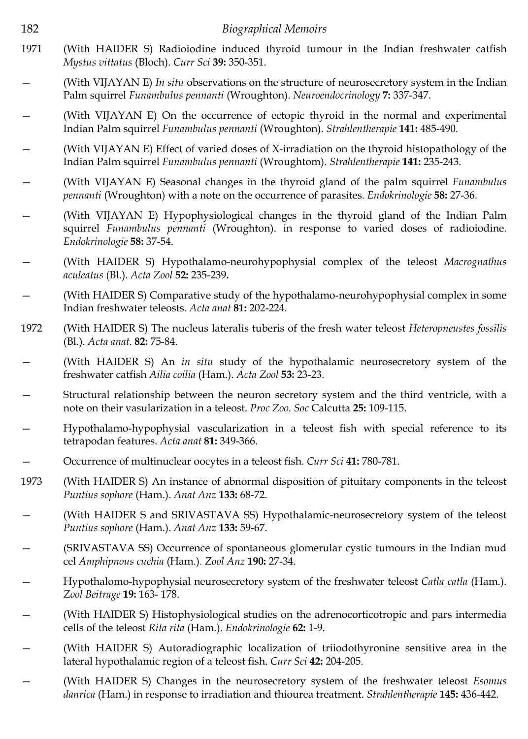1971 (With HAIDER S) Radioiodine induced thyroid tumour in the Indian freshwater catfish *Mystus vittatus* (Bloch). *Curr Sci* **39:** 350-351.

— (With VIJAYAN E) *In situ* observations on the structure of neurosecretory system in the Indian Palm squirrel *Funambulus pennanti* (Wroughton). *Neuroendocrinology* **7:** 337-347.

— (With VIJAYAN E) On the occurrence of ectopic thyroid in the normal and experimental Indian Palm squirrel *Funambulus pennanti* (Wroughton). *Strahlentherapie* **141:** 485-490.

— (With VIJAYAN E) Effect of varied doses of X-irradiation on the thyroid histopathology of the Indian Palm squirrel *Funambulus pennanti* (Wroughtom). *Strahlentherapie* **141:** 235-243.

— (With VIJAYAN E) Seasonal changes in the thyroid gland of the palm squirrel *Funambulus pennanti* (Wroughton) with a note on the occurrence of parasites. *Endokrinologie* **58:** 27-36.

— (With VIJAYAN E) Hypophysiological changes in the thyroid gland of the Indian Palm squirrel *Funambulus pennanti* (Wroughton). in response to varied doses of radioiodine. *Endokrinologie* **58:** 37-54.

— (With HAIDER S) Hypothalamo-neurohypophysial complex of the teleost *Macrognathus aculeatus* (Bl.). *Acta Zool* **52:** 235-239**.**

— (With HAIDER S) Comparative study of the hypothalamo-neurohypophysial complex in some Indian freshwater teleosts. *Acta anat* **81:** 202-224.

1972 (With HAIDER S) The nucleus lateralis tuberis of the fresh water teleost *Heteropneustes fossilis* (Bl.). *Acta anat.* **82:** 75-84.

— (With HAIDER S) An *in situ* study of the hypothalamic neurosecretory system of the freshwater catfish *Ailia coilia* (Ham.). *Acta Zool* **53:** 23-23.

— Structural relationship between the neuron secretory system and the third ventricle, with a note on their vasularization in a teleost. *Proc Zoo. Soc* Calcutta **25:** 109-115.

— Hypothalamo-hypophysial vascularization in a teleost fish with special reference to its tetrapodan features. *Acta anat* **81:** 349-366.

— Occurrence of multinuclear oocytes in a teleost fish. *Curr Sci* **41:** 780-781.

1973 (With HAIDER S) An instance of abnormal disposition of pituitary components in the teleost *Puntius sophore* (Ham.). *Anat Anz* **133:** 68-72.

— (With HAIDER S and SRIVASTAVA SS) Hypothalamic-neurosecretory system of the teleost *Puntius sophore* (Ham.). *Anat Anz* **133:** 59-67.

— (SRIVASTAVA SS) Occurrence of spontaneous glomerular cystic tumours in the Indian mud cel *Amphipnous cuchia* (Ham.). *Zool Anz* **190:** 27-34.

— Hypothalomo-hypophysial neurosecretory system of the freshwater teleost *Catla catla* (Ham.). *Zool Beitrage* **19:** 163- 178.

— (With HAIDER S) Histophysiological studies on the adrenocorticotropic and pars intermedia cells of the teleost *Rita rita* (Ham.). *Endokrinologie* **62:** 1-9.

— (With HAIDER S) Autoradiographic localization of triiodothyronine sensitive area in the lateral hypothalamic region of a teleost fish. *Curr Sci* **42:** 204-205.

— (With HAIDER S) Changes in the neurosecretory system of the freshwater teleost *Esomus danrica* (Ham.) in response to irradiation and thiourea treatment. *Strahlentherapie* **145:** 436-442.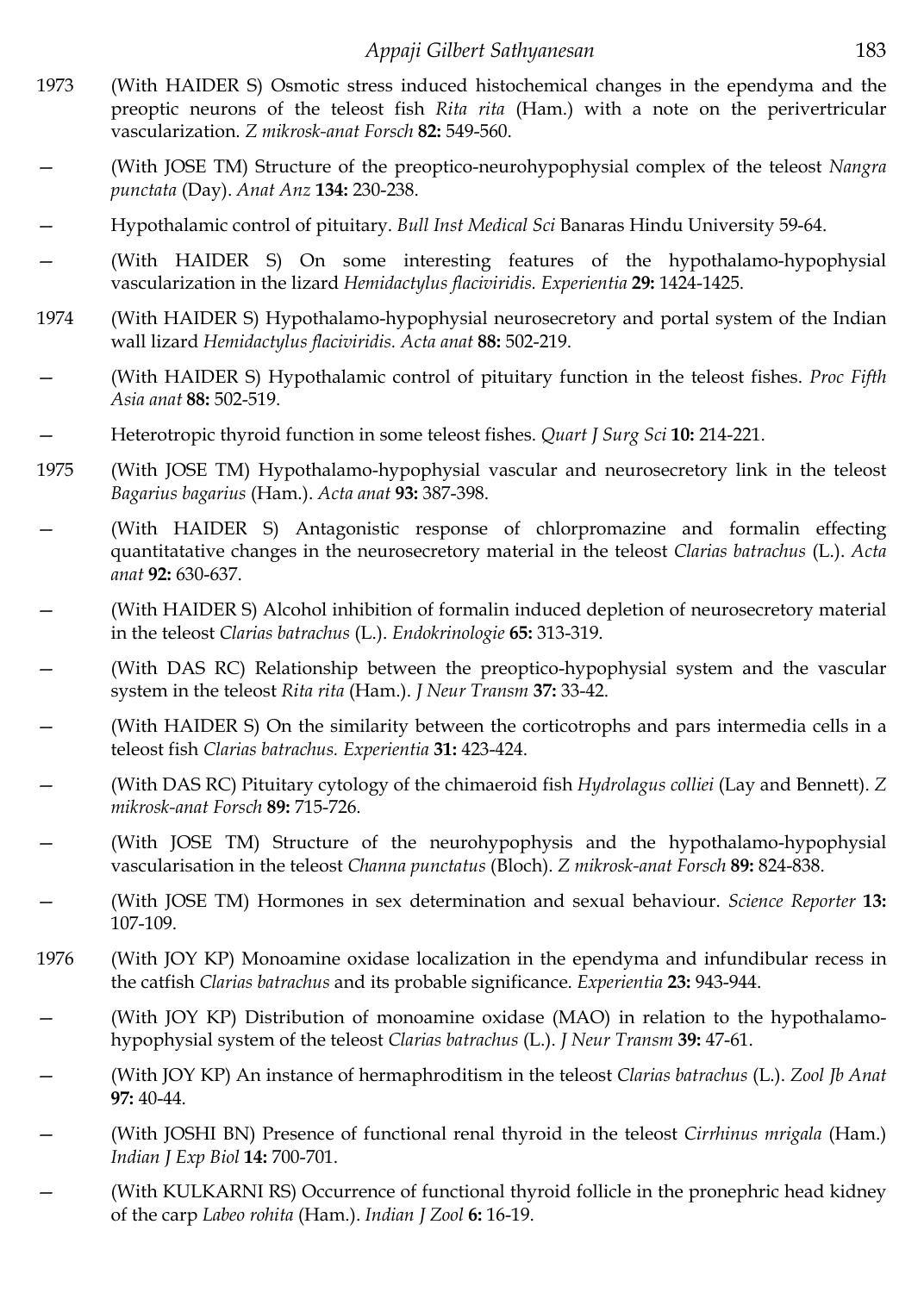1973 (With HAIDER S) Osmotic stress induced histochemical changes in the ependyma and the preoptic neurons of the teleost fish *Rita rita* (Ham.) with a note on the perivertricular vascularization. *Z mikrosk-anat Forsch* **82:** 549-560.

— (With JOSE TM) Structure of the preoptico-neurohypophysial complex of the teleost *Nangra punctata* (Day). *Anat Anz* **134:** 230-238.

— Hypothalamic control of pituitary. *Bull Inst Medical Sci* Banaras Hindu University 59-64.

— (With HAIDER S) On some interesting features of the hypothalamo-hypophysial vascularization in the lizard *Hemidactylus flaciviridis. Experientia* **29:** 1424-1425.

1974 (With HAIDER S) Hypothalamo-hypophysial neurosecretory and portal system of the Indian wall lizard *Hemidactylus flaciviridis. Acta anat* **88:** 502-219.

— (With HAIDER S) Hypothalamic control of pituitary function in the teleost fishes. *Proc Fifth Asia anat* **88:** 502-519.

— Heterotropic thyroid function in some teleost fishes. *Quart J Surg Sci* **10:** 214-221.

1975 (With JOSE TM) Hypothalamo-hypophysial vascular and neurosecretory link in the teleost *Bagarius bagarius* (Ham.). *Acta anat* **93:** 387-398.

— (With HAIDER S) Antagonistic response of chlorpromazine and formalin effecting quantitatative changes in the neurosecretory material in the teleost *Clarias batrachus* (L.). *Acta anat* **92:** 630-637.

— (With HAIDER S) Alcohol inhibition of formalin induced depletion of neurosecretory material in the teleost *Clarias batrachus* (L.). *Endokrinologie* **65:** 313-319.

— (With DAS RC) Relationship between the preoptico-hypophysial system and the vascular system in the teleost *Rita rita* (Ham.). *J Neur Transm* **37:** 33-42.

— (With HAIDER S) On the similarity between the corticotrophs and pars intermedia cells in a teleost fish *Clarias batrachus. Experientia* **31:** 423-424.

— (With DAS RC) Pituitary cytology of the chimaeroid fish *Hydrolagus colliei* (Lay and Bennett). *Z mikrosk-anat Forsch* **89:** 715-726.

— (With JOSE TM) Structure of the neurohypophysis and the hypothalamo-hypophysial vascularisation in the teleost *Channa punctatus* (Bloch). *Z mikrosk-anat Forsch* **89:** 824-838.

— (With JOSE TM) Hormones in sex determination and sexual behaviour. *Science Reporter* **13:** 107-109.

1976 (With JOY KP) Monoamine oxidase localization in the ependyma and infundibular recess in the catfish *Clarias batrachus* and its probable significance. *Experientia* **23:** 943-944.

— (With JOY KP) Distribution of monoamine oxidase (MAO) in relation to the hypothalamo-hypophysial system of the teleost *Clarias batrachus* (L.). *J Neur Transm* **39:** 47-61.

— (With JOY KP) An instance of hermaphroditism in the teleost *Clarias batrachus* (L.). *Zool Jb Anat* **97:** 40-44.

— (With JOSHI BN) Presence of functional renal thyroid in the teleost *Cirrhinus mrigala* (Ham.) *Indian J Exp Biol* **14:** 700-701.

— (With KULKARNI RS) Occurrence of functional thyroid follicle in the pronephric head kidney of the carp *Labeo rohita* (Ham.). *Indian J Zool* **6:** 16-19.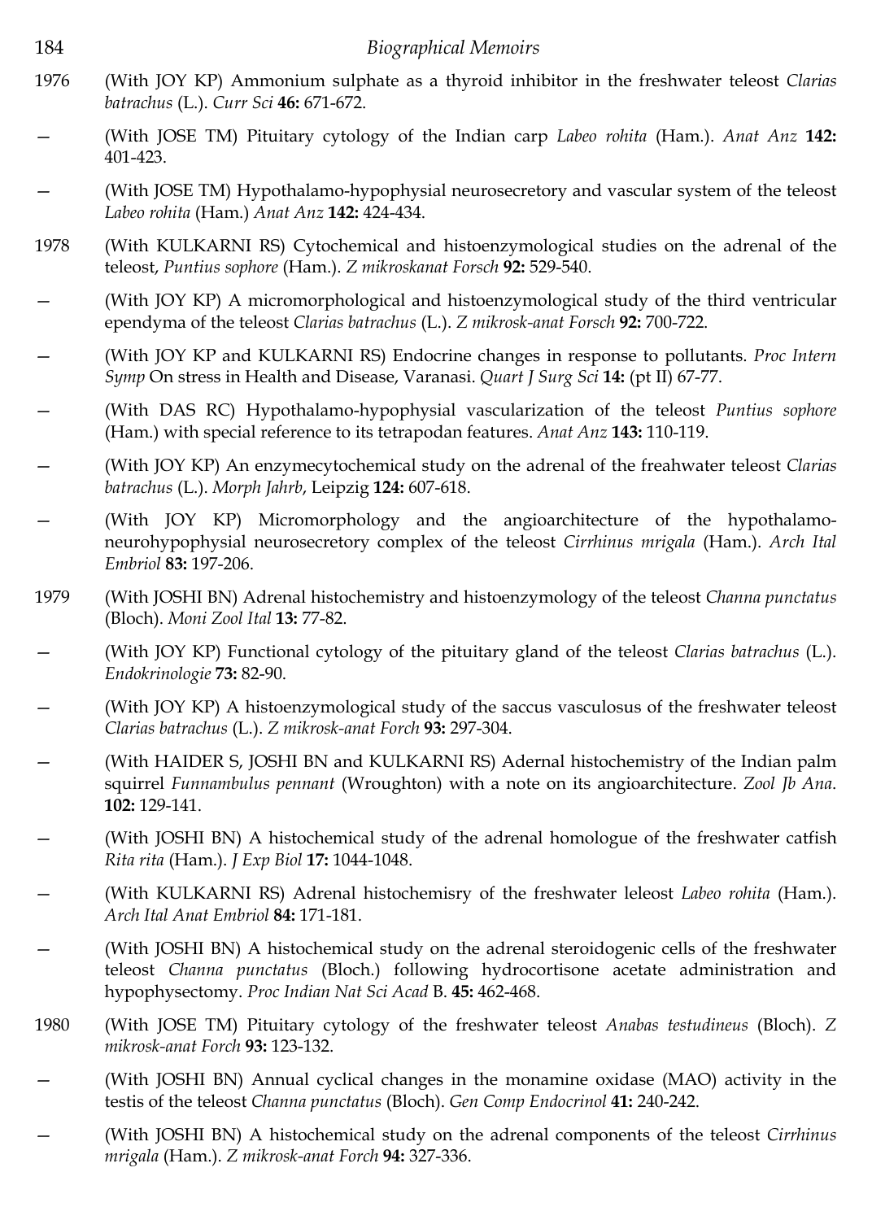1976 (With JOY KP) Ammonium sulphate as a thyroid inhibitor in the freshwater teleost *Clarias batrachus* (L.). *Curr Sci* **46:** 671-672.

— (With JOSE TM) Pituitary cytology of the Indian carp *Labeo rohita* (Ham.). *Anat Anz* **142:** 401-423.

— (With JOSE TM) Hypothalamo-hypophysial neurosecretory and vascular system of the teleost *Labeo rohita* (Ham.) *Anat Anz* **142:** 424-434.

1978 (With KULKARNI RS) Cytochemical and histoenzymological studies on the adrenal of the teleost, *Puntius sophore* (Ham.). *Z mikroskanat Forsch* **92:** 529-540.

— (With JOY KP) A micromorphological and histoenzymological study of the third ventricular ependyma of the teleost *Clarias batrachus* (L.). *Z mikrosk-anat Forsch* **92:** 700-722.

— (With JOY KP and KULKARNI RS) Endocrine changes in response to pollutants. *Proc Intern Symp* On stress in Health and Disease, Varanasi. *Quart J Surg Sci* **14:** (pt II) 67-77.

— (With DAS RC) Hypothalamo-hypophysial vascularization of the teleost *Puntius sophore* (Ham.) with special reference to its tetrapodan features. *Anat Anz* **143:** 110-119.

— (With JOY KP) An enzymecytochemical study on the adrenal of the freahwater teleost *Clarias batrachus* (L.). *Morph Jahrb*, Leipzig **124:** 607-618.

— (With JOY KP) Micromorphology and the angioarchitecture of the hypothalamo-neurohypophysial neurosecretory complex of the teleost *Cirrhinus mrigala* (Ham.). *Arch Ital Embriol* **83:** 197-206.

1979 (With JOSHI BN) Adrenal histochemistry and histoenzymology of the teleost *Channa punctatus* (Bloch). *Moni Zool Ital* **13:** 77-82.

— (With JOY KP) Functional cytology of the pituitary gland of the teleost *Clarias batrachus* (L.). *Endokrinologie* **73:** 82-90.

— (With JOY KP) A histoenzymological study of the saccus vasculosus of the freshwater teleost *Clarias batrachus* (L.). *Z mikrosk-anat Forch* **93:** 297-304.

— (With HAIDER S, JOSHI BN and KULKARNI RS) Adernal histochemistry of the Indian palm squirrel *Funnambulus pennant* (Wroughton) with a note on its angioarchitecture. *Zool Jb Ana*. **102:** 129-141.

— (With JOSHI BN) A histochemical study of the adrenal homologue of the freshwater catfish *Rita rita* (Ham.). *J Exp Biol* **17:** 1044-1048.

— (With KULKARNI RS) Adrenal histochemisry of the freshwater leleost *Labeo rohita* (Ham.). *Arch Ital Anat Embriol* **84:** 171-181.

— (With JOSHI BN) A histochemical study on the adrenal steroidogenic cells of the freshwater teleost *Channa punctatus* (Bloch.) following hydrocortisone acetate administration and hypophysectomy. *Proc Indian Nat Sci Acad* B. **45:** 462-468.

1980 (With JOSE TM) Pituitary cytology of the freshwater teleost *Anabas testudineus* (Bloch). *Z mikrosk-anat Forch* **93:** 123-132.

— (With JOSHI BN) Annual cyclical changes in the monamine oxidase (MAO) activity in the testis of the teleost *Channa punctatus* (Bloch). *Gen Comp Endocrinol* **41:** 240-242.

— (With JOSHI BN) A histochemical study on the adrenal components of the teleost *Cirrhinus mrigala* (Ham.). *Z mikrosk-anat Forch* **94:** 327-336.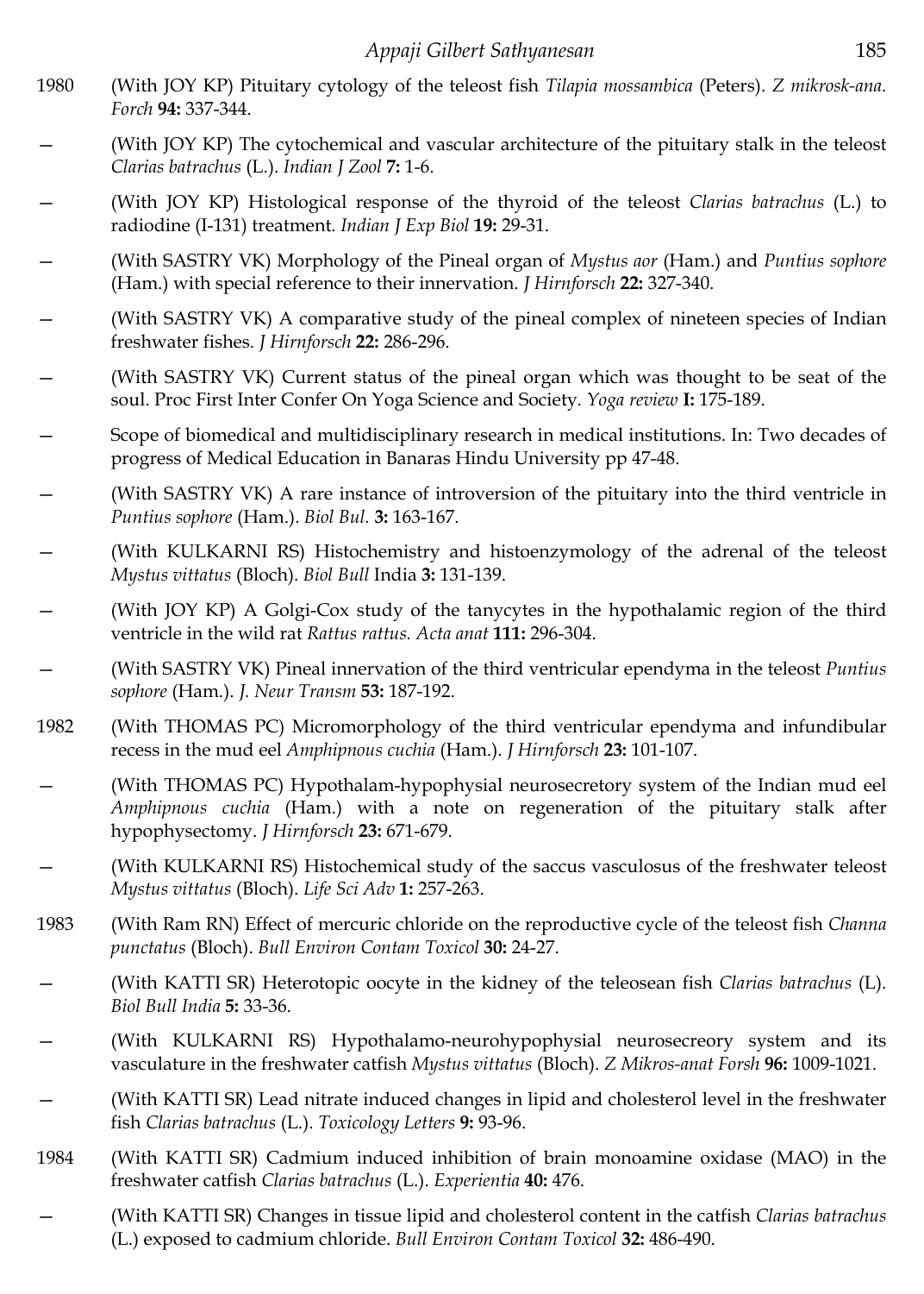1980 (With JOY KP) Pituitary cytology of the teleost fish *Tilapia mossambica* (Peters). *Z mikrosk-ana. Forch* **94:** 337-344.

— (With JOY KP) The cytochemical and vascular architecture of the pituitary stalk in the teleost *Clarias batrachus* (L.). *Indian J Zool* **7:** 1-6.

— (With JOY KP) Histological response of the thyroid of the teleost *Clarias batrachus* (L.) to radiodine (I-131) treatment. *Indian J Exp Biol* **19:** 29-31.

— (With SASTRY VK) Morphology of the Pineal organ of *Mystus aor* (Ham.) and *Puntius sophore* (Ham.) with special reference to their innervation. *J Hirnforsch* **22:** 327-340.

— (With SASTRY VK) A comparative study of the pineal complex of nineteen species of Indian freshwater fishes. *J Hirnforsch* **22:** 286-296.

— (With SASTRY VK) Current status of the pineal organ which was thought to be seat of the soul. Proc First Inter Confer On Yoga Science and Society. *Yoga review* **I:** 175-189.

— Scope of biomedical and multidisciplinary research in medical institutions. In: Two decades of progress of Medical Education in Banaras Hindu University pp 47-48.

— (With SASTRY VK) A rare instance of introversion of the pituitary into the third ventricle in *Puntius sophore* (Ham.). *Biol Bul.* **3:** 163-167.

— (With KULKARNI RS) Histochemistry and histoenzymology of the adrenal of the teleost *Mystus vittatus* (Bloch). *Biol Bull* India **3:** 131-139.

— (With JOY KP) A Golgi-Cox study of the tanycytes in the hypothalamic region of the third ventricle in the wild rat *Rattus rattus. Acta anat* **111:** 296-304.

— (With SASTRY VK) Pineal innervation of the third ventricular ependyma in the teleost *Puntius sophore* (Ham.). *J. Neur Transm* **53:** 187-192.

1982 (With THOMAS PC) Micromorphology of the third ventricular ependyma and infundibular recess in the mud eel *Amphipnous cuchia* (Ham.). *J Hirnforsch* **23:** 101-107.

— (With THOMAS PC) Hypothalam-hypophysial neurosecretory system of the Indian mud eel *Amphipnous cuchia* (Ham.) with a note on regeneration of the pituitary stalk after hypophysectomy. *J Hirnforsch* **23:** 671-679.

— (With KULKARNI RS) Histochemical study of the saccus vasculosus of the freshwater teleost *Mystus vittatus* (Bloch). *Life Sci Adv* **1:** 257-263.

1983 (With Ram RN) Effect of mercuric chloride on the reproductive cycle of the teleost fish *Channa punctatus* (Bloch). *Bull Environ Contam Toxicol* **30:** 24-27.

— (With KATTI SR) Heterotopic oocyte in the kidney of the teleosean fish *Clarias batrachus* (L). *Biol Bull India* **5:** 33-36.

— (With KULKARNI RS) Hypothalamo-neurohypophysial neurosecreory system and its vasculature in the freshwater catfish *Mystus vittatus* (Bloch). *Z Mikros-anat Forsh* **96:** 1009-1021.

— (With KATTI SR) Lead nitrate induced changes in lipid and cholesterol level in the freshwater fish *Clarias batrachus* (L.). *Toxicology Letters* **9:** 93-96.

1984 (With KATTI SR) Cadmium induced inhibition of brain monoamine oxidase (MAO) in the freshwater catfish *Clarias batrachus* (L.). *Experientia* **40:** 476.

— (With KATTI SR) Changes in tissue lipid and cholesterol content in the catfish *Clarias batrachus* (L.) exposed to cadmium chloride. *Bull Environ Contam Toxicol* **32:** 486-490.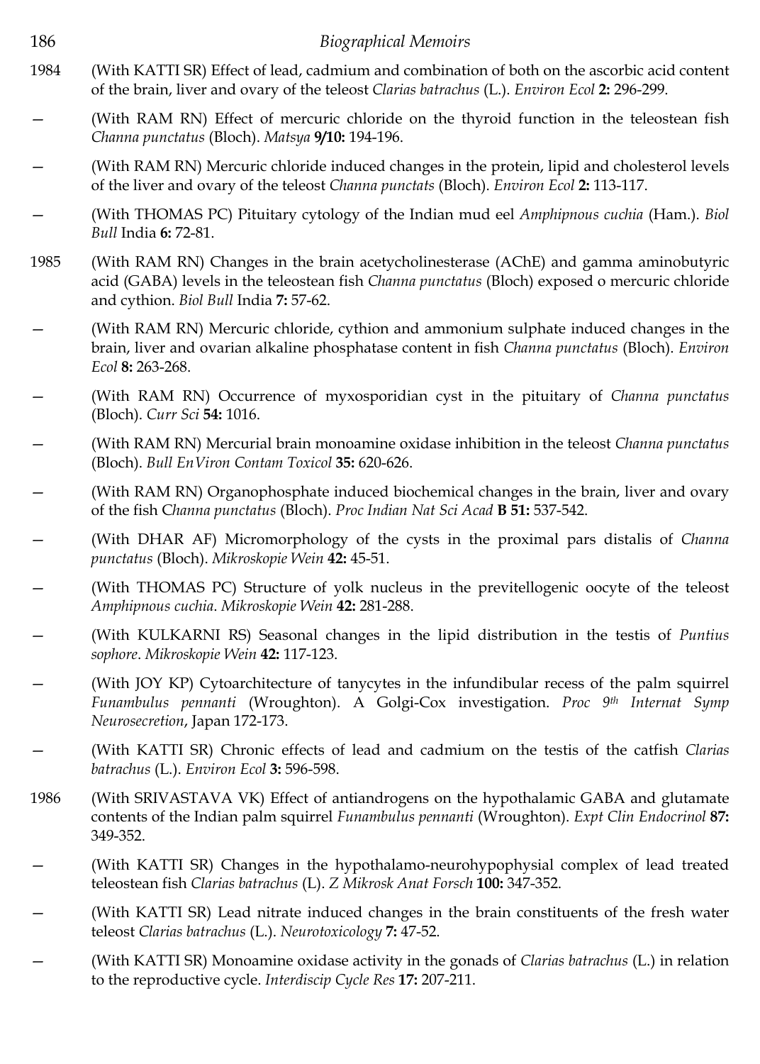1984 (With KATTI SR) Effect of lead, cadmium and combination of both on the ascorbic acid content of the brain, liver and ovary of the teleost *Clarias batrachus* (L.). *Environ Ecol* **2:** 296-299.

— (With RAM RN) Effect of mercuric chloride on the thyroid function in the teleostean fish *Channa punctatus* (Bloch). *Matsya* **9/10:** 194-196.

— (With RAM RN) Mercuric chloride induced changes in the protein, lipid and cholesterol levels of the liver and ovary of the teleost *Channa punctats* (Bloch). *Environ Ecol* **2:** 113-117.

— (With THOMAS PC) Pituitary cytology of the Indian mud eel *Amphipnous cuchia* (Ham.). *Biol Bull* India **6:** 72-81.

1985 (With RAM RN) Changes in the brain acetycholinesterase (AChE) and gamma aminobutyric acid (GABA) levels in the teleostean fish *Channa punctatus* (Bloch) exposed o mercuric chloride and cythion. *Biol Bull* India **7:** 57-62.

— (With RAM RN) Mercuric chloride, cythion and ammonium sulphate induced changes in the brain, liver and ovarian alkaline phosphatase content in fish *Channa punctatus* (Bloch). *Environ Ecol* **8:** 263-268.

— (With RAM RN) Occurrence of myxosporidian cyst in the pituitary of *Channa punctatus* (Bloch). *Curr Sci* **54:** 1016.

— (With RAM RN) Mercurial brain monoamine oxidase inhibition in the teleost *Channa punctatus* (Bloch). *Bull EnViron Contam Toxicol* **35:** 620-626.

— (With RAM RN) Organophosphate induced biochemical changes in the brain, liver and ovary of the fish C*hanna punctatus* (Bloch). *Proc Indian Nat Sci Acad* **B 51:** 537-542.

— (With DHAR AF) Micromorphology of the cysts in the proximal pars distalis of *Channa punctatus* (Bloch). *Mikroskopie Wein* **42:** 45-51.

— (With THOMAS PC) Structure of yolk nucleus in the previtellogenic oocyte of the teleost *Amphipnous cuchia*. *Mikroskopie Wein* **42:** 281-288.

— (With KULKARNI RS) Seasonal changes in the lipid distribution in the testis of *Puntius sophore*. *Mikroskopie Wein* **42:** 117-123.

— (With JOY KP) Cytoarchitecture of tanycytes in the infundibular recess of the palm squirrel *Funambulus pennanti* (Wroughton). A Golgi-Cox investigation. *Proc 9th Internat Symp Neurosecretion*, Japan 172-173.

— (With KATTI SR) Chronic effects of lead and cadmium on the testis of the catfish *Clarias batrachus* (L.). *Environ Ecol* **3:** 596-598.

1986 (With SRIVASTAVA VK) Effect of antiandrogens on the hypothalamic GABA and glutamate contents of the Indian palm squirrel *Funambulus pennanti* (Wroughton). *Expt Clin Endocrinol* **87:** 349-352.

— (With KATTI SR) Changes in the hypothalamo-neurohypophysial complex of lead treated teleostean fish *Clarias batrachus* (L). *Z Mikrosk Anat Forsch* **100:** 347-352.

— (With KATTI SR) Lead nitrate induced changes in the brain constituents of the fresh water teleost *Clarias batrachus* (L.). *Neurotoxicology* **7:** 47-52.

— (With KATTI SR) Monoamine oxidase activity in the gonads of *Clarias batrachus* (L.) in relation to the reproductive cycle. *Interdiscip Cycle Res* **17:** 207-211.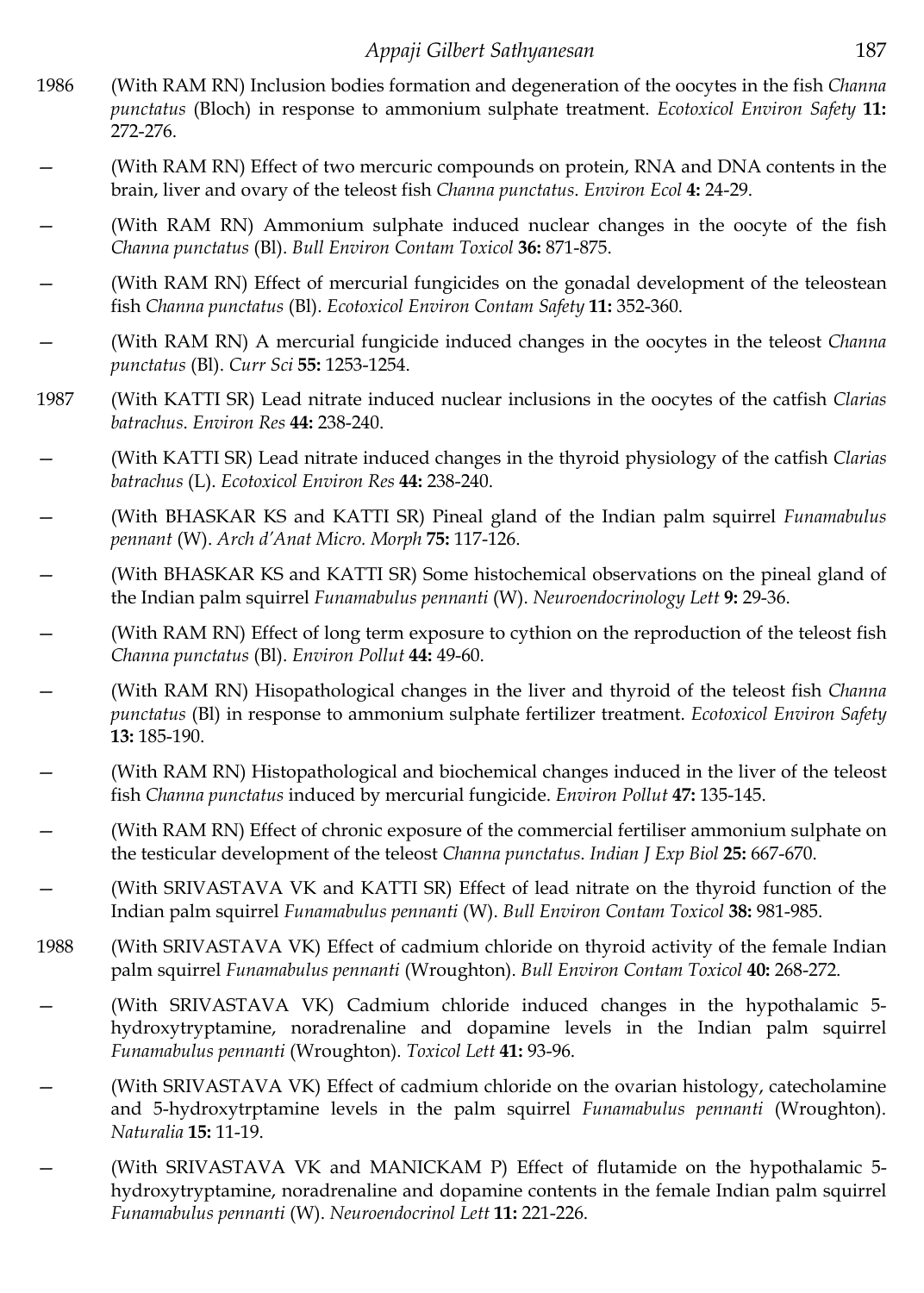1986 (With RAM RN) Inclusion bodies formation and degeneration of the oocytes in the fish *Channa punctatus* (Bloch) in response to ammonium sulphate treatment. *Ecotoxicol Environ Safety* **11:** 272-276.

— (With RAM RN) Effect of two mercuric compounds on protein, RNA and DNA contents in the brain, liver and ovary of the teleost fish *Channa punctatus*. *Environ Ecol* **4:** 24-29.

— (With RAM RN) Ammonium sulphate induced nuclear changes in the oocyte of the fish *Channa punctatus* (Bl). *Bull Environ Contam Toxicol* **36:** 871-875.

— (With RAM RN) Effect of mercurial fungicides on the gonadal development of the teleostean fish *Channa punctatus* (Bl). *Ecotoxicol Environ Contam Safety* **11:** 352-360.

— (With RAM RN) A mercurial fungicide induced changes in the oocytes in the teleost *Channa punctatus* (Bl). *Curr Sci* **55:** 1253-1254.

1987 (With KATTI SR) Lead nitrate induced nuclear inclusions in the oocytes of the catfish *Clarias batrachus*. *Environ Res* **44:** 238-240.

— (With KATTI SR) Lead nitrate induced changes in the thyroid physiology of the catfish *Clarias batrachus* (L). *Ecotoxicol Environ Res* **44:** 238-240.

— (With BHASKAR KS and KATTI SR) Pineal gland of the Indian palm squirrel *Funamabulus pennant* (W). *Arch d'Anat Micro. Morph* **75:** 117-126.

— (With BHASKAR KS and KATTI SR) Some histochemical observations on the pineal gland of the Indian palm squirrel *Funamabulus pennanti* (W). *Neuroendocrinology Lett* **9:** 29-36.

— (With RAM RN) Effect of long term exposure to cythion on the reproduction of the teleost fish *Channa punctatus* (Bl). *Environ Pollut* **44:** 49-60.

— (With RAM RN) Hisopathological changes in the liver and thyroid of the teleost fish *Channa punctatus* (Bl) in response to ammonium sulphate fertilizer treatment. *Ecotoxicol Environ Safety* **13:** 185-190.

— (With RAM RN) Histopathological and biochemical changes induced in the liver of the teleost fish *Channa punctatus* induced by mercurial fungicide. *Environ Pollut* **47:** 135-145.

— (With RAM RN) Effect of chronic exposure of the commercial fertiliser ammonium sulphate on the testicular development of the teleost *Channa punctatus*. *Indian J Exp Biol* **25:** 667-670.

— (With SRIVASTAVA VK and KATTI SR) Effect of lead nitrate on the thyroid function of the Indian palm squirrel *Funamabulus pennanti* (W). *Bull Environ Contam Toxicol* **38:** 981-985.

1988 (With SRIVASTAVA VK) Effect of cadmium chloride on thyroid activity of the female Indian palm squirrel *Funamabulus pennanti* (Wroughton). *Bull Environ Contam Toxicol* **40:** 268-272.

— (With SRIVASTAVA VK) Cadmium chloride induced changes in the hypothalamic 5-hydroxytryptamine, noradrenaline and dopamine levels in the Indian palm squirrel *Funamabulus pennanti* (Wroughton). *Toxicol Lett* **41:** 93-96.

— (With SRIVASTAVA VK) Effect of cadmium chloride on the ovarian histology, catecholamine and 5-hydroxytrptamine levels in the palm squirrel *Funamabulus pennanti* (Wroughton). *Naturalia* **15:** 11-19.

— (With SRIVASTAVA VK and MANICKAM P) Effect of flutamide on the hypothalamic 5-hydroxytryptamine, noradrenaline and dopamine contents in the female Indian palm squirrel *Funamabulus pennanti* (W). *Neuroendocrinol Lett* **11:** 221-226.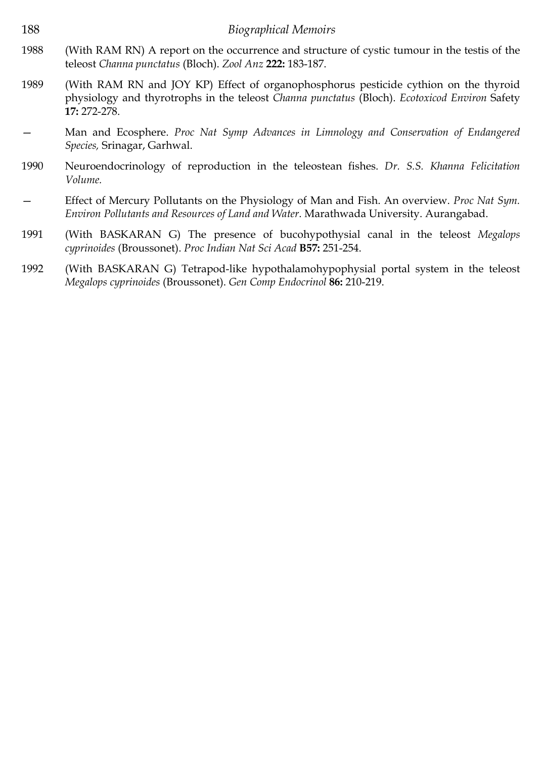1988 (With RAM RN) A report on the occurrence and structure of cystic tumour in the testis of the teleost *Channa punctatus* (Bloch). *Zool Anz* **222:** 183-187.

1989 (With RAM RN and JOY KP) Effect of organophosphorus pesticide cythion on the thyroid physiology and thyrotrophs in the teleost *Channa punctatus* (Bloch). *Ecotoxicod Environ* Safety **17:** 272-278.

— Man and Ecosphere. *Proc Nat Symp Advances in Limnology and Conservation of Endangered Species,* Srinagar, Garhwal.

1990 Neuroendocrinology of reproduction in the teleostean fishes. *Dr. S.S. Khanna Felicitation Volume.*

— Effect of Mercury Pollutants on the Physiology of Man and Fish. An overview. *Proc Nat Sym. Environ Pollutants and Resources of Land and Water*. Marathwada University. Aurangabad.

1991 (With BASKARAN G) The presence of bucohypothysial canal in the teleost *Megalops cyprinoides* (Broussonet). *Proc Indian Nat Sci Acad* **B57:** 251-254.

1992 (With BASKARAN G) Tetrapod-like hypothalamohypophysial portal system in the teleost *Megalops cyprinoides* (Broussonet). *Gen Comp Endocrinol* **86:** 210-219.